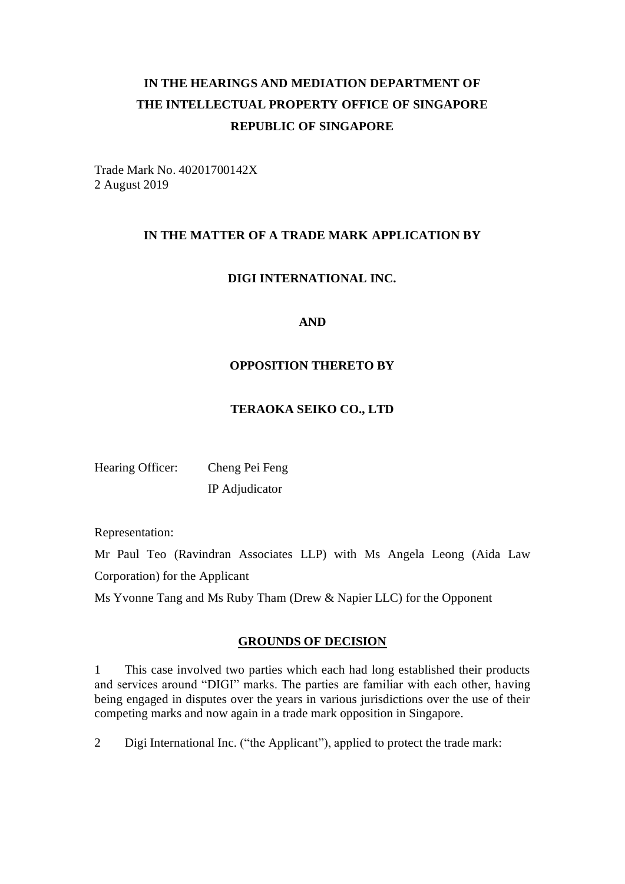**IN THE HEARINGS AND MEDIATION DEPARTMENT OF THE INTELLECTUAL PROPERTY OFFICE OF SINGAPORE REPUBLIC OF SINGAPORE**

Trade Mark No. 40201700142X
2 August 2019

**IN THE MATTER OF A TRADE MARK APPLICATION BY**

**DIGI INTERNATIONAL INC.**

**AND**

**OPPOSITION THERETO BY**

**TERAOKA SEIKO CO., LTD**

Hearing Officer: Cheng Pei Feng
IP Adjudicator

Representation:

Mr Paul Teo (Ravindran Associates LLP) with Ms Angela Leong (Aida Law Corporation) for the Applicant

Ms Yvonne Tang and Ms Ruby Tham (Drew & Napier LLC) for the Opponent

**GROUNDS OF DECISION**

1 This case involved two parties which each had long established their products and services around "DIGI" marks. The parties are familiar with each other, having being engaged in disputes over the years in various jurisdictions over the use of their competing marks and now again in a trade mark opposition in Singapore.

2 Digi International Inc. ("the Applicant"), applied to protect the trade mark: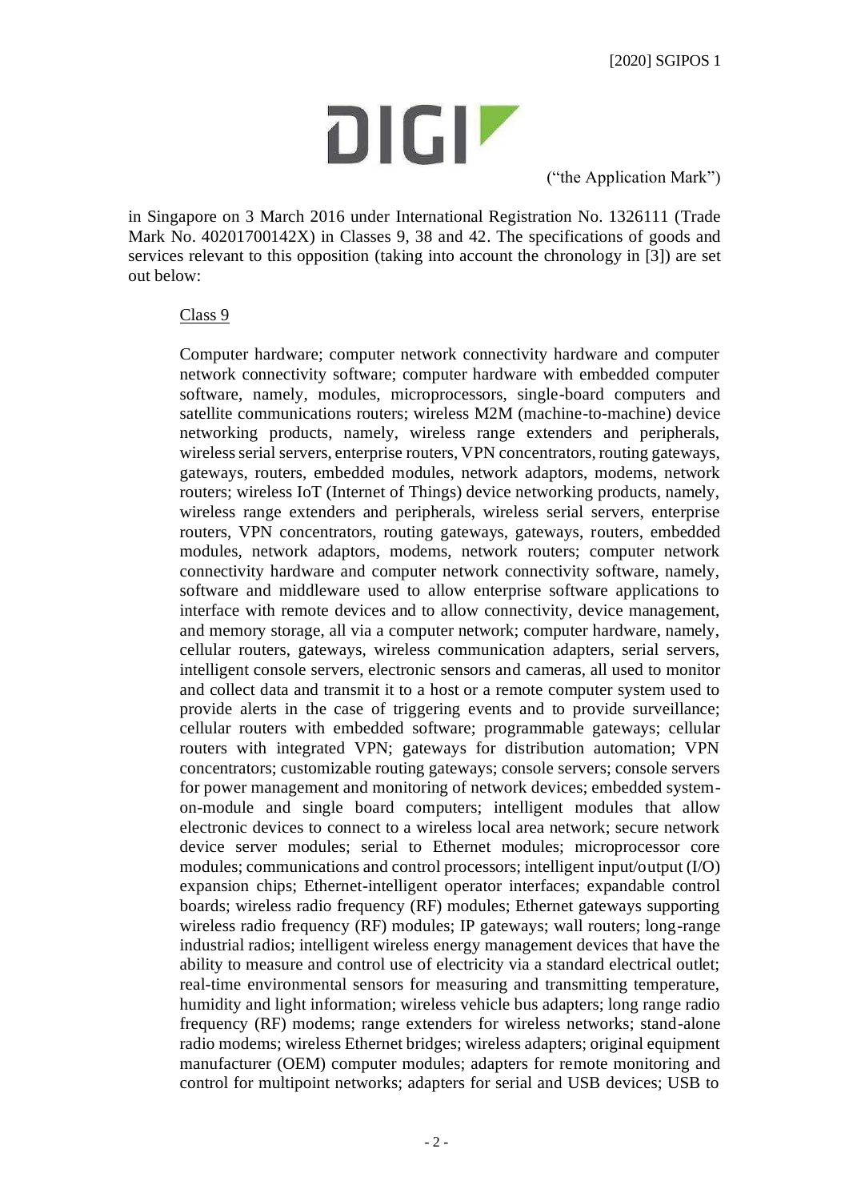DIGI

("the Application Mark")

in Singapore on 3 March 2016 under International Registration No. 1326111 (Trade Mark No. 40201700142X) in Classes 9, 38 and 42. The specifications of goods and services relevant to this opposition (taking into account the chronology in [3]) are set out below:

Class 9

Computer hardware; computer network connectivity hardware and computer network connectivity software; computer hardware with embedded computer software, namely, modules, microprocessors, single-board computers and satellite communications routers; wireless M2M (machine-to-machine) device networking products, namely, wireless range extenders and peripherals, wireless serial servers, enterprise routers, VPN concentrators, routing gateways, gateways, routers, embedded modules, network adaptors, modems, network routers; wireless IoT (Internet of Things) device networking products, namely, wireless range extenders and peripherals, wireless serial servers, enterprise routers, VPN concentrators, routing gateways, gateways, routers, embedded modules, network adaptors, modems, network routers; computer network connectivity hardware and computer network connectivity software, namely, software and middleware used to allow enterprise software applications to interface with remote devices and to allow connectivity, device management, and memory storage, all via a computer network; computer hardware, namely, cellular routers, gateways, wireless communication adapters, serial servers, intelligent console servers, electronic sensors and cameras, all used to monitor and collect data and transmit it to a host or a remote computer system used to provide alerts in the case of triggering events and to provide surveillance; cellular routers with embedded software; programmable gateways; cellular routers with integrated VPN; gateways for distribution automation; VPN concentrators; customizable routing gateways; console servers; console servers for power management and monitoring of network devices; embedded system-on-module and single board computers; intelligent modules that allow electronic devices to connect to a wireless local area network; secure network device server modules; serial to Ethernet modules; microprocessor core modules; communications and control processors; intelligent input/output (I/O) expansion chips; Ethernet-intelligent operator interfaces; expandable control boards; wireless radio frequency (RF) modules; Ethernet gateways supporting wireless radio frequency (RF) modules; IP gateways; wall routers; long-range industrial radios; intelligent wireless energy management devices that have the ability to measure and control use of electricity via a standard electrical outlet; real-time environmental sensors for measuring and transmitting temperature, humidity and light information; wireless vehicle bus adapters; long range radio frequency (RF) modems; range extenders for wireless networks; stand-alone radio modems; wireless Ethernet bridges; wireless adapters; original equipment manufacturer (OEM) computer modules; adapters for remote monitoring and control for multipoint networks; adapters for serial and USB devices; USB to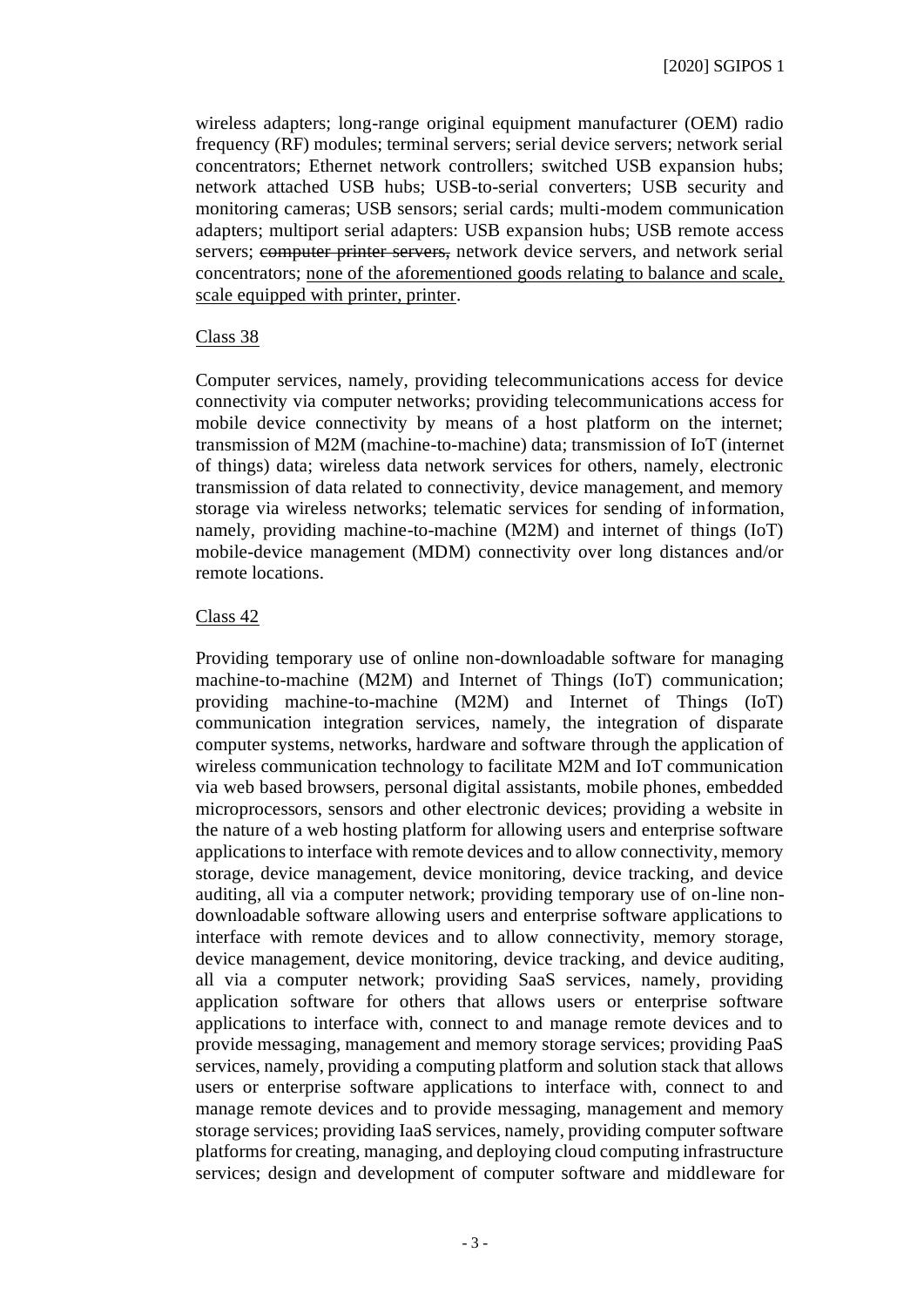wireless adapters; long-range original equipment manufacturer (OEM) radio frequency (RF) modules; terminal servers; serial device servers; network serial concentrators; Ethernet network controllers; switched USB expansion hubs; network attached USB hubs; USB-to-serial converters; USB security and monitoring cameras; USB sensors; serial cards; multi-modem communication adapters; multiport serial adapters: USB expansion hubs; USB remote access servers; ~~computer printer servers,~~ network device servers, and network serial concentrators; <u>none of the aforementioned goods relating to balance and scale, scale equipped with printer, printer</u>.

<u>Class 38</u>

Computer services, namely, providing telecommunications access for device connectivity via computer networks; providing telecommunications access for mobile device connectivity by means of a host platform on the internet; transmission of M2M (machine-to-machine) data; transmission of IoT (internet of things) data; wireless data network services for others, namely, electronic transmission of data related to connectivity, device management, and memory storage via wireless networks; telematic services for sending of information, namely, providing machine-to-machine (M2M) and internet of things (IoT) mobile-device management (MDM) connectivity over long distances and/or remote locations.

<u>Class 42</u>

Providing temporary use of online non-downloadable software for managing machine-to-machine (M2M) and Internet of Things (IoT) communication; providing machine-to-machine (M2M) and Internet of Things (IoT) communication integration services, namely, the integration of disparate computer systems, networks, hardware and software through the application of wireless communication technology to facilitate M2M and IoT communication via web based browsers, personal digital assistants, mobile phones, embedded microprocessors, sensors and other electronic devices; providing a website in the nature of a web hosting platform for allowing users and enterprise software applications to interface with remote devices and to allow connectivity, memory storage, device management, device monitoring, device tracking, and device auditing, all via a computer network; providing temporary use of on-line non-downloadable software allowing users and enterprise software applications to interface with remote devices and to allow connectivity, memory storage, device management, device monitoring, device tracking, and device auditing, all via a computer network; providing SaaS services, namely, providing application software for others that allows users or enterprise software applications to interface with, connect to and manage remote devices and to provide messaging, management and memory storage services; providing PaaS services, namely, providing a computing platform and solution stack that allows users or enterprise software applications to interface with, connect to and manage remote devices and to provide messaging, management and memory storage services; providing IaaS services, namely, providing computer software platforms for creating, managing, and deploying cloud computing infrastructure services; design and development of computer software and middleware for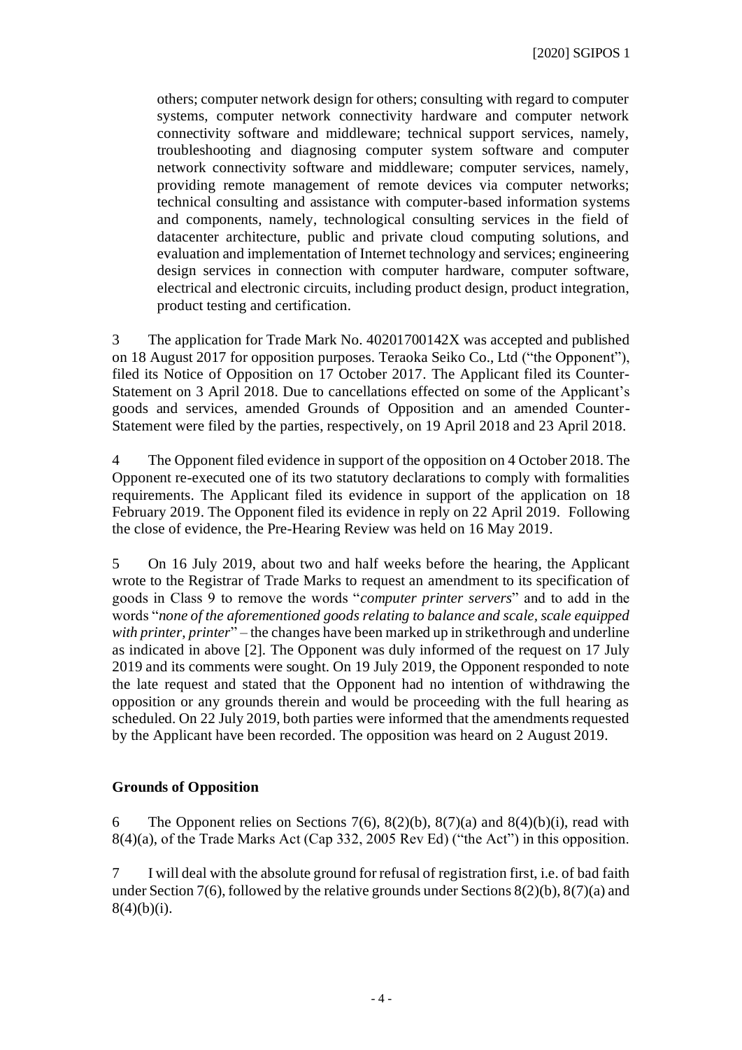others; computer network design for others; consulting with regard to computer systems, computer network connectivity hardware and computer network connectivity software and middleware; technical support services, namely, troubleshooting and diagnosing computer system software and computer network connectivity software and middleware; computer services, namely, providing remote management of remote devices via computer networks; technical consulting and assistance with computer-based information systems and components, namely, technological consulting services in the field of datacenter architecture, public and private cloud computing solutions, and evaluation and implementation of Internet technology and services; engineering design services in connection with computer hardware, computer software, electrical and electronic circuits, including product design, product integration, product testing and certification.

3 The application for Trade Mark No. 40201700142X was accepted and published on 18 August 2017 for opposition purposes. Teraoka Seiko Co., Ltd ("the Opponent"), filed its Notice of Opposition on 17 October 2017. The Applicant filed its Counter-Statement on 3 April 2018. Due to cancellations effected on some of the Applicant's goods and services, amended Grounds of Opposition and an amended Counter-Statement were filed by the parties, respectively, on 19 April 2018 and 23 April 2018.

4 The Opponent filed evidence in support of the opposition on 4 October 2018. The Opponent re-executed one of its two statutory declarations to comply with formalities requirements. The Applicant filed its evidence in support of the application on 18 February 2019. The Opponent filed its evidence in reply on 22 April 2019. Following the close of evidence, the Pre-Hearing Review was held on 16 May 2019.

5 On 16 July 2019, about two and half weeks before the hearing, the Applicant wrote to the Registrar of Trade Marks to request an amendment to its specification of goods in Class 9 to remove the words "*computer printer servers*" and to add in the words "*none of the aforementioned goods relating to balance and scale, scale equipped with printer, printer*" – the changes have been marked up in strikethrough and underline as indicated in above [2]. The Opponent was duly informed of the request on 17 July 2019 and its comments were sought. On 19 July 2019, the Opponent responded to note the late request and stated that the Opponent had no intention of withdrawing the opposition or any grounds therein and would be proceeding with the full hearing as scheduled. On 22 July 2019, both parties were informed that the amendments requested by the Applicant have been recorded. The opposition was heard on 2 August 2019.

## Grounds of Opposition

6 The Opponent relies on Sections 7(6), 8(2)(b), 8(7)(a) and 8(4)(b)(i), read with 8(4)(a), of the Trade Marks Act (Cap 332, 2005 Rev Ed) ("the Act") in this opposition.

7 I will deal with the absolute ground for refusal of registration first, i.e. of bad faith under Section 7(6), followed by the relative grounds under Sections 8(2)(b), 8(7)(a) and 8(4)(b)(i).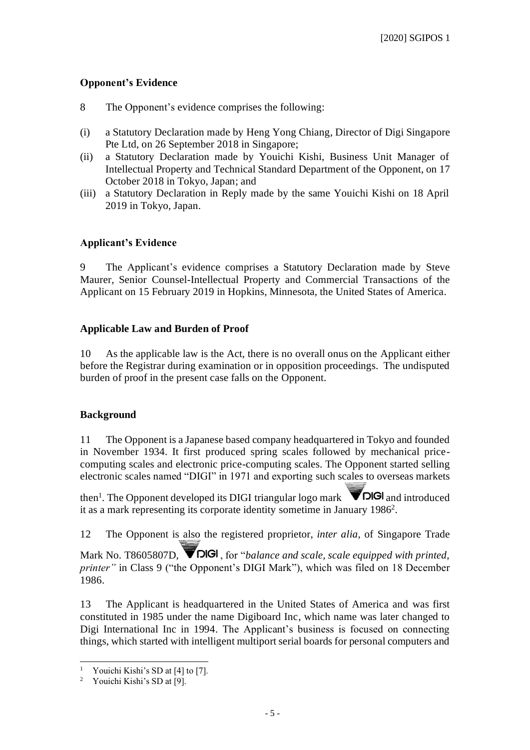**Opponent's Evidence**

8 The Opponent's evidence comprises the following:

(i) a Statutory Declaration made by Heng Yong Chiang, Director of Digi Singapore Pte Ltd, on 26 September 2018 in Singapore;
(ii) a Statutory Declaration made by Youichi Kishi, Business Unit Manager of Intellectual Property and Technical Standard Department of the Opponent, on 17 October 2018 in Tokyo, Japan; and
(iii) a Statutory Declaration in Reply made by the same Youichi Kishi on 18 April 2019 in Tokyo, Japan.

**Applicant's Evidence**

9 The Applicant's evidence comprises a Statutory Declaration made by Steve Maurer, Senior Counsel-Intellectual Property and Commercial Transactions of the Applicant on 15 February 2019 in Hopkins, Minnesota, the United States of America.

**Applicable Law and Burden of Proof**

10 As the applicable law is the Act, there is no overall onus on the Applicant either before the Registrar during examination or in opposition proceedings. The undisputed burden of proof in the present case falls on the Opponent.

**Background**

11 The Opponent is a Japanese based company headquartered in Tokyo and founded in November 1934. It first produced spring scales followed by mechanical price-computing scales and electronic price-computing scales. The Opponent started selling electronic scales named "DIGI" in 1971 and exporting such scales to overseas markets then[1]. The Opponent developed its DIGI triangular logo mark DIGI and introduced it as a mark representing its corporate identity sometime in January 1986[2].

12 The Opponent is also the registered proprietor, *inter alia,* of Singapore Trade Mark No. T8605807D, DIGI, for "*balance and scale, scale equipped with printed, printer"* in Class 9 ("the Opponent's DIGI Mark"), which was filed on 18 December 1986.

13 The Applicant is headquartered in the United States of America and was first constituted in 1985 under the name Digiboard Inc, which name was later changed to Digi International Inc in 1994. The Applicant's business is focused on connecting things, which started with intelligent multiport serial boards for personal computers and

---

[1] Youichi Kishi's SD at [4] to [7].

[2] Youichi Kishi's SD at [9].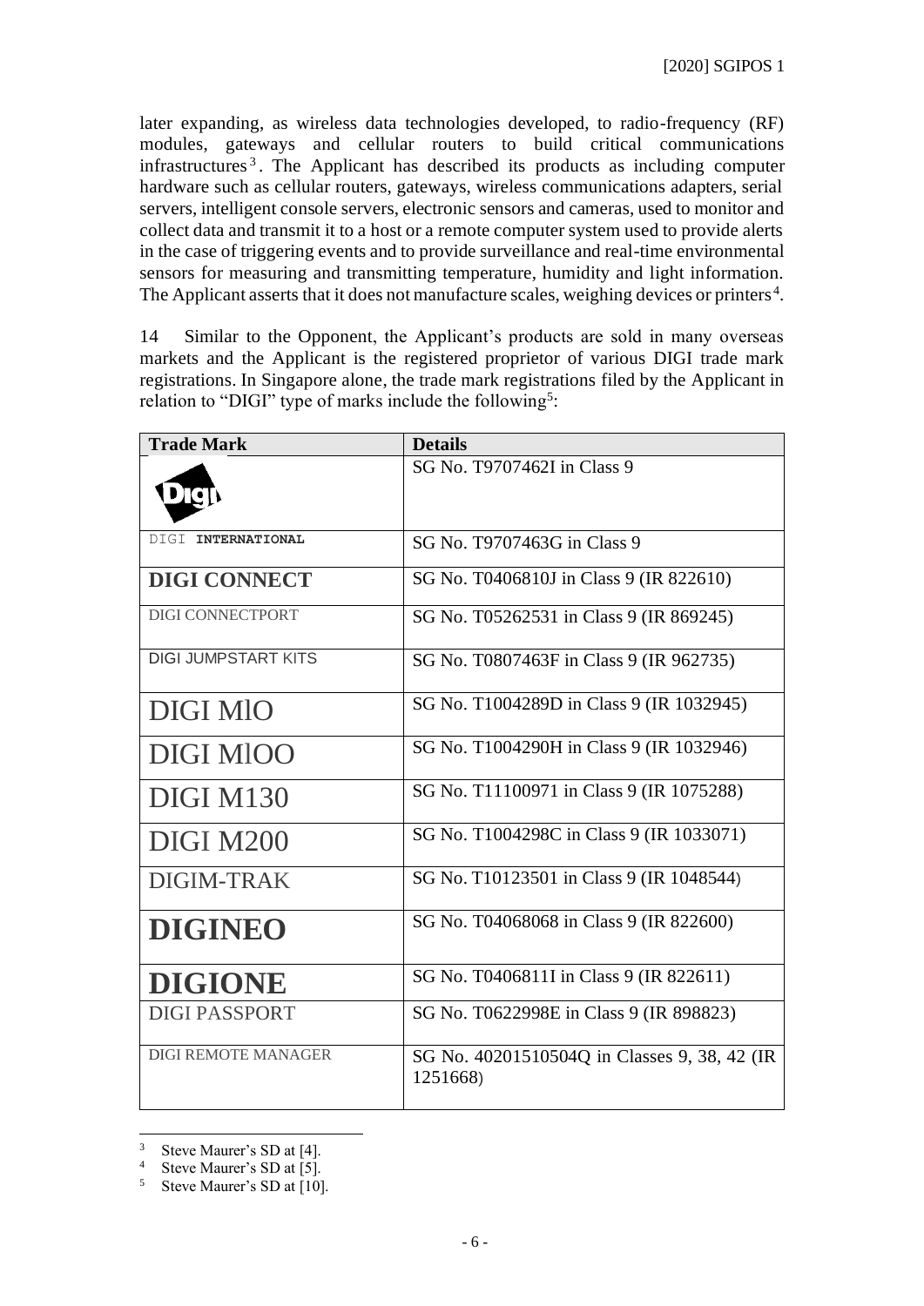later expanding, as wireless data technologies developed, to radio-frequency (RF) modules, gateways and cellular routers to build critical communications infrastructures[3]. The Applicant has described its products as including computer hardware such as cellular routers, gateways, wireless communications adapters, serial servers, intelligent console servers, electronic sensors and cameras, used to monitor and collect data and transmit it to a host or a remote computer system used to provide alerts in the case of triggering events and to provide surveillance and real-time environmental sensors for measuring and transmitting temperature, humidity and light information. The Applicant asserts that it does not manufacture scales, weighing devices or printers[4].

14 Similar to the Opponent, the Applicant's products are sold in many overseas markets and the Applicant is the registered proprietor of various DIGI trade mark registrations. In Singapore alone, the trade mark registrations filed by the Applicant in relation to "DIGI" type of marks include the following[5]:

| Trade Mark | Details |
|---|---|
| Digi | SG No. T9707462I in Class 9 |
| DIGI **INTERNATIONAL** | SG No. T9707463G in Class 9 |
| **DIGI CONNECT** | SG No. T0406810J in Class 9 (IR 822610) |
| DIGI CONNECTPORT | SG No. T05262531 in Class 9 (IR 869245) |
| DIGI JUMPSTART KITS | SG No. T0807463F in Class 9 (IR 962735) |
| DIGI MlO | SG No. T1004289D in Class 9 (IR 1032945) |
| DIGI MlOO | SG No. T1004290H in Class 9 (IR 1032946) |
| DIGI M130 | SG No. T11100971 in Class 9 (IR 1075288) |
| DIGI M200 | SG No. T1004298C in Class 9 (IR 1033071) |
| DIGIM-TRAK | SG No. T10123501 in Class 9 (IR 1048544) |
| **DIGINEO** | SG No. T04068068 in Class 9 (IR 822600) |
| **DIGIONE** | SG No. T0406811I in Class 9 (IR 822611) |
| DIGI PASSPORT | SG No. T0622998E in Class 9 (IR 898823) |
| DIGI REMOTE MANAGER | SG No. 40201510504Q in Classes 9, 38, 42 (IR 1251668) |

[3] Steve Maurer's SD at [4].
[4] Steve Maurer's SD at [5].
[5] Steve Maurer's SD at [10].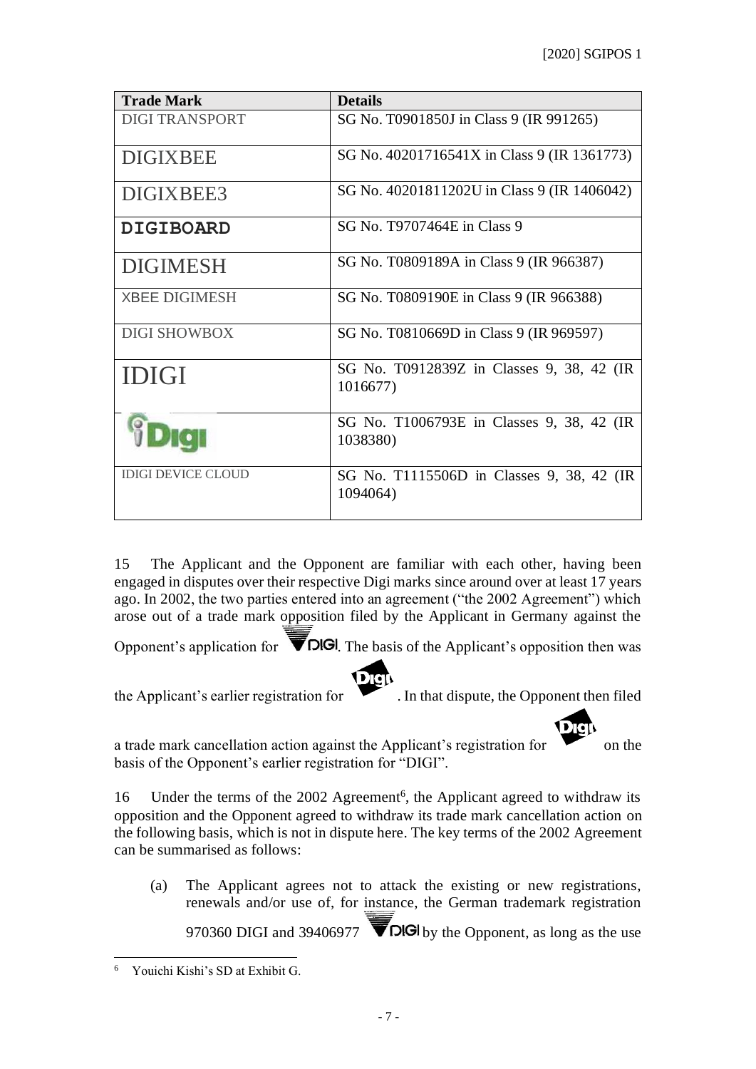| Trade Mark | Details |
|---|---|
| DIGI TRANSPORT | SG No. T0901850J in Class 9 (IR 991265) |
| DIGIXBEE | SG No. 40201716541X in Class 9 (IR 1361773) |
| DIGIXBEE3 | SG No. 40201811202U in Class 9 (IR 1406042) |
| **DIGIBOARD** | SG No. T9707464E in Class 9 |
| DIGIMESH | SG No. T0809189A in Class 9 (IR 966387) |
| XBEE DIGIMESH | SG No. T0809190E in Class 9 (IR 966388) |
| DIGI SHOWBOX | SG No. T0810669D in Class 9 (IR 969597) |
| IDIGI | SG No. T0912839Z in Classes 9, 38, 42 (IR 1016677) |
| iDigi | SG No. T1006793E in Classes 9, 38, 42 (IR 1038380) |
| IDIGI DEVICE CLOUD | SG No. T1115506D in Classes 9, 38, 42 (IR 1094064) |

15 The Applicant and the Opponent are familiar with each other, having been engaged in disputes over their respective Digi marks since around over at least 17 years ago. In 2002, the two parties entered into an agreement ("the 2002 Agreement") which arose out of a trade mark opposition filed by the Applicant in Germany against the Opponent's application for DIGI. The basis of the Applicant's opposition then was the Applicant's earlier registration for Digi. In that dispute, the Opponent then filed a trade mark cancellation action against the Applicant's registration for Digi on the basis of the Opponent's earlier registration for "DIGI".

16 Under the terms of the 2002 Agreement[6], the Applicant agreed to withdraw its opposition and the Opponent agreed to withdraw its trade mark cancellation action on the following basis, which is not in dispute here. The key terms of the 2002 Agreement can be summarised as follows:

(a) The Applicant agrees not to attack the existing or new registrations, renewals and/or use of, for instance, the German trademark registration 970360 DIGI and 39406977 DIGI by the Opponent, as long as the use

[6] Youichi Kishi's SD at Exhibit G.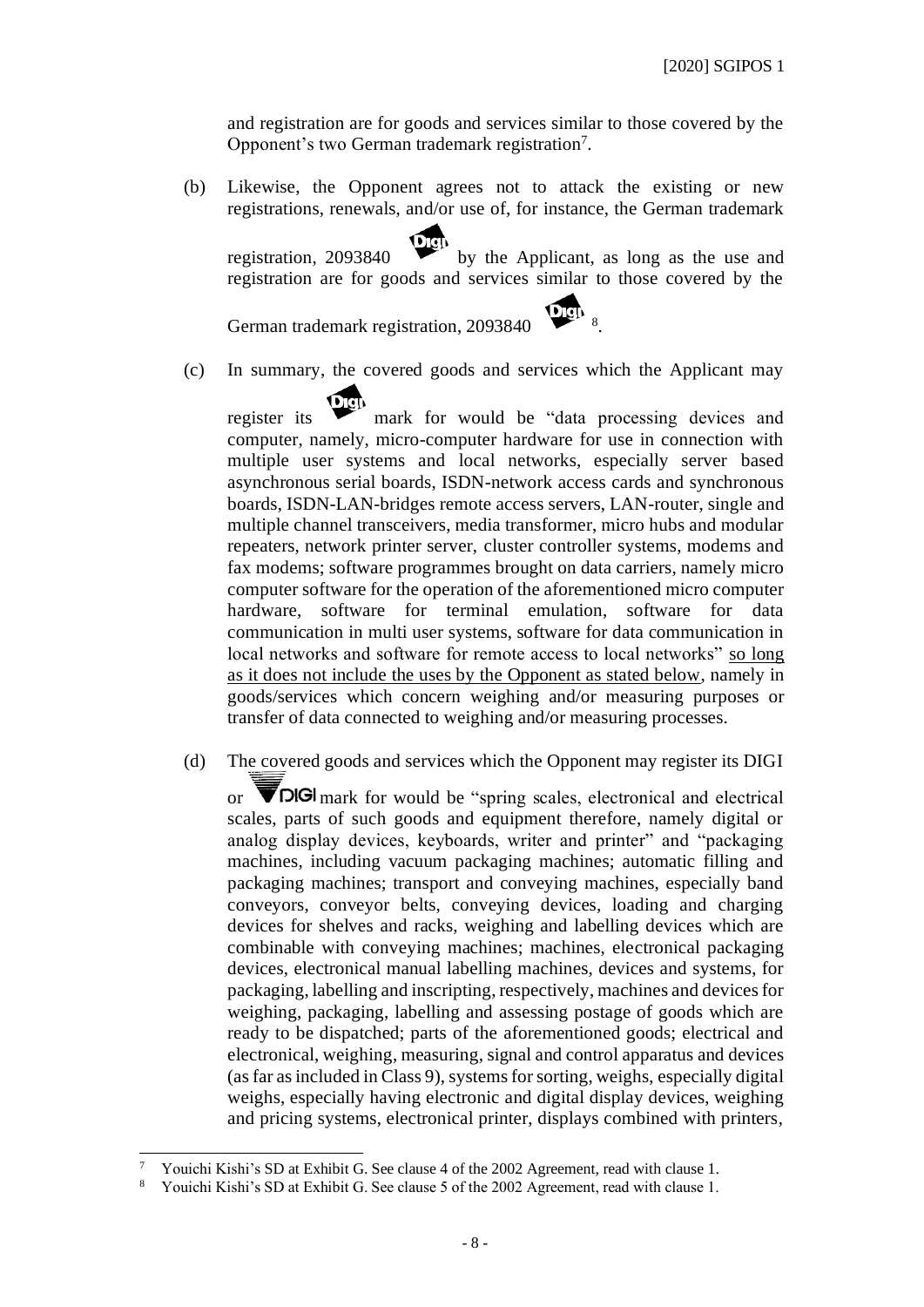and registration are for goods and services similar to those covered by the Opponent's two German trademark registration[7].

(b) Likewise, the Opponent agrees not to attack the existing or new registrations, renewals, and/or use of, for instance, the German trademark registration, 2093840 by the Applicant, as long as the use and registration are for goods and services similar to those covered by the German trademark registration, 2093840 [8].

(c) In summary, the covered goods and services which the Applicant may register its mark for would be "data processing devices and computer, namely, micro-computer hardware for use in connection with multiple user systems and local networks, especially server based asynchronous serial boards, ISDN-network access cards and synchronous boards, ISDN-LAN-bridges remote access servers, LAN-router, single and multiple channel transceivers, media transformer, micro hubs and modular repeaters, network printer server, cluster controller systems, modems and fax modems; software programmes brought on data carriers, namely micro computer software for the operation of the aforementioned micro computer hardware, software for terminal emulation, software for data communication in multi user systems, software for data communication in local networks and software for remote access to local networks" <u>so long as it does not include the uses by the Opponent as stated below</u>, namely in goods/services which concern weighing and/or measuring purposes or transfer of data connected to weighing and/or measuring processes.

(d) The covered goods and services which the Opponent may register its DIGI or DIGI mark for would be "spring scales, electronical and electrical scales, parts of such goods and equipment therefore, namely digital or analog display devices, keyboards, writer and printer" and "packaging machines, including vacuum packaging machines; automatic filling and packaging machines; transport and conveying machines, especially band conveyors, conveyor belts, conveying devices, loading and charging devices for shelves and racks, weighing and labelling devices which are combinable with conveying machines; machines, electronical packaging devices, electronical manual labelling machines, devices and systems, for packaging, labelling and inscripting, respectively, machines and devices for weighing, packaging, labelling and assessing postage of goods which are ready to be dispatched; parts of the aforementioned goods; electrical and electronical, weighing, measuring, signal and control apparatus and devices (as far as included in Class 9), systems for sorting, weighs, especially digital weighs, especially having electronic and digital display devices, weighing and pricing systems, electronical printer, displays combined with printers,

---

[7] Youichi Kishi's SD at Exhibit G. See clause 4 of the 2002 Agreement, read with clause 1.

[8] Youichi Kishi's SD at Exhibit G. See clause 5 of the 2002 Agreement, read with clause 1.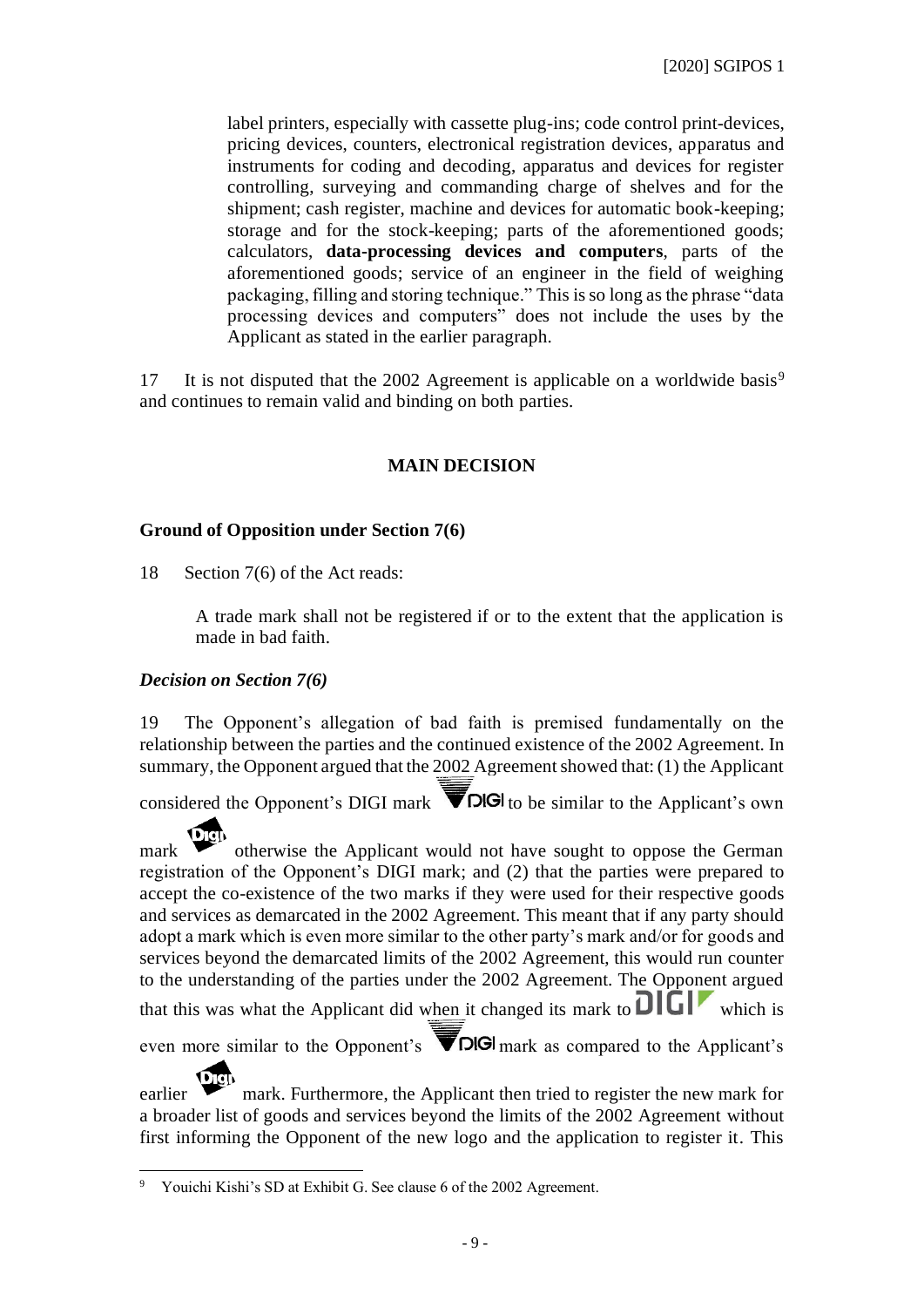label printers, especially with cassette plug-ins; code control print-devices, pricing devices, counters, electronical registration devices, apparatus and instruments for coding and decoding, apparatus and devices for register controlling, surveying and commanding charge of shelves and for the shipment; cash register, machine and devices for automatic book-keeping; storage and for the stock-keeping; parts of the aforementioned goods; calculators, **data-processing devices and computers**, parts of the aforementioned goods; service of an engineer in the field of weighing packaging, filling and storing technique." This is so long as the phrase "data processing devices and computers" does not include the uses by the Applicant as stated in the earlier paragraph.

17 It is not disputed that the 2002 Agreement is applicable on a worldwide basis[9] and continues to remain valid and binding on both parties.

## MAIN DECISION

### Ground of Opposition under Section 7(6)

18 Section 7(6) of the Act reads:

> A trade mark shall not be registered if or to the extent that the application is made in bad faith.

#### *Decision on Section 7(6)*

19 The Opponent's allegation of bad faith is premised fundamentally on the relationship between the parties and the continued existence of the 2002 Agreement. In summary, the Opponent argued that the 2002 Agreement showed that: (1) the Applicant considered the Opponent's DIGI mark DIGI to be similar to the Applicant's own mark Digi otherwise the Applicant would not have sought to oppose the German registration of the Opponent's DIGI mark; and (2) that the parties were prepared to accept the co-existence of the two marks if they were used for their respective goods and services as demarcated in the 2002 Agreement. This meant that if any party should adopt a mark which is even more similar to the other party's mark and/or for goods and services beyond the demarcated limits of the 2002 Agreement, this would run counter to the understanding of the parties under the 2002 Agreement. The Opponent argued that this was what the Applicant did when it changed its mark to DIGI which is even more similar to the Opponent's DIGI mark as compared to the Applicant's earlier Digi mark. Furthermore, the Applicant then tried to register the new mark for a broader list of goods and services beyond the limits of the 2002 Agreement without first informing the Opponent of the new logo and the application to register it. This

[9] Youichi Kishi's SD at Exhibit G. See clause 6 of the 2002 Agreement.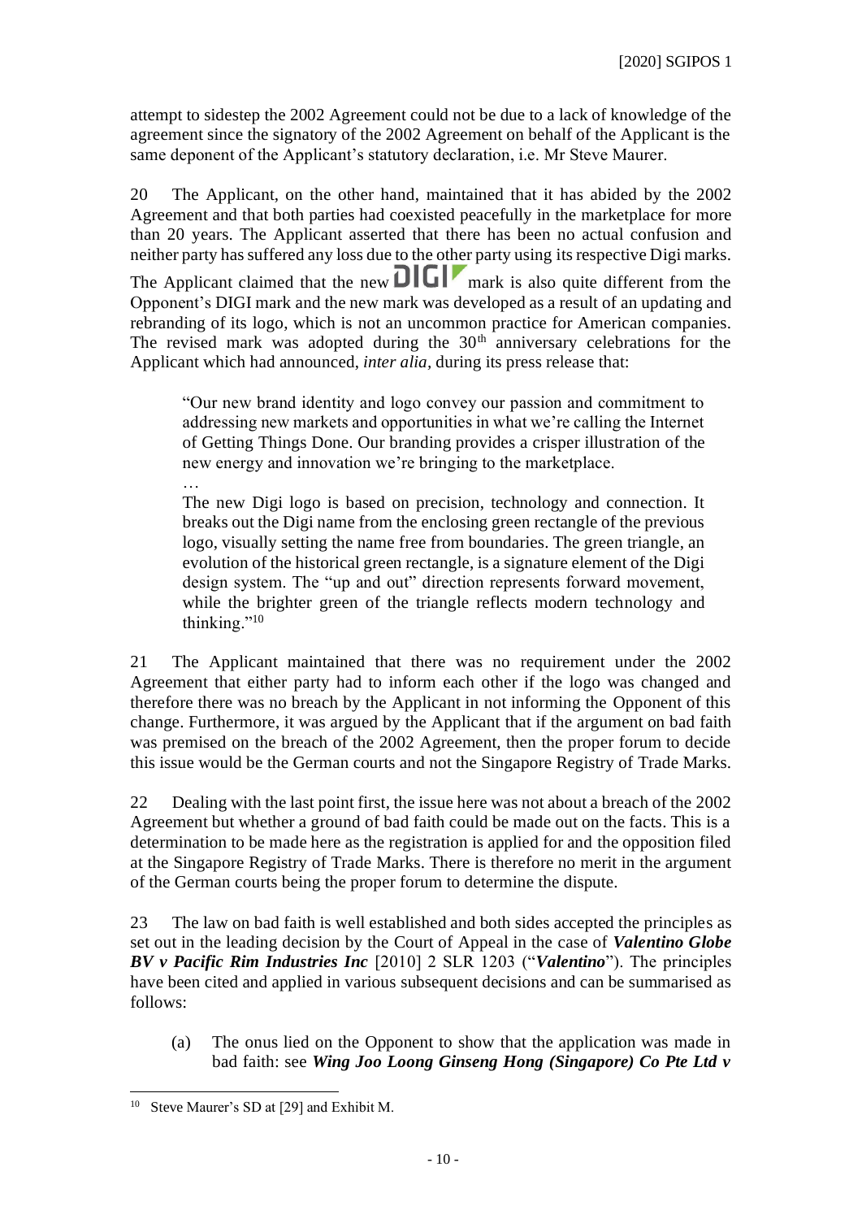attempt to sidestep the 2002 Agreement could not be due to a lack of knowledge of the agreement since the signatory of the 2002 Agreement on behalf of the Applicant is the same deponent of the Applicant's statutory declaration, i.e. Mr Steve Maurer.

20 The Applicant, on the other hand, maintained that it has abided by the 2002 Agreement and that both parties had coexisted peacefully in the marketplace for more than 20 years. The Applicant asserted that there has been no actual confusion and neither party has suffered any loss due to the other party using its respective Digi marks. The Applicant claimed that the new DIGI mark is also quite different from the Opponent's DIGI mark and the new mark was developed as a result of an updating and rebranding of its logo, which is not an uncommon practice for American companies. The revised mark was adopted during the 30th anniversary celebrations for the Applicant which had announced, *inter alia*, during its press release that:

> "Our new brand identity and logo convey our passion and commitment to addressing new markets and opportunities in what we're calling the Internet of Getting Things Done. Our branding provides a crisper illustration of the new energy and innovation we're bringing to the marketplace.
>
> …
>
> The new Digi logo is based on precision, technology and connection. It breaks out the Digi name from the enclosing green rectangle of the previous logo, visually setting the name free from boundaries. The green triangle, an evolution of the historical green rectangle, is a signature element of the Digi design system. The "up and out" direction represents forward movement, while the brighter green of the triangle reflects modern technology and thinking."[10]

21 The Applicant maintained that there was no requirement under the 2002 Agreement that either party had to inform each other if the logo was changed and therefore there was no breach by the Applicant in not informing the Opponent of this change. Furthermore, it was argued by the Applicant that if the argument on bad faith was premised on the breach of the 2002 Agreement, then the proper forum to decide this issue would be the German courts and not the Singapore Registry of Trade Marks.

22 Dealing with the last point first, the issue here was not about a breach of the 2002 Agreement but whether a ground of bad faith could be made out on the facts. This is a determination to be made here as the registration is applied for and the opposition filed at the Singapore Registry of Trade Marks. There is therefore no merit in the argument of the German courts being the proper forum to determine the dispute.

23 The law on bad faith is well established and both sides accepted the principles as set out in the leading decision by the Court of Appeal in the case of ***Valentino Globe BV v Pacific Rim Industries Inc*** [2010] 2 SLR 1203 ("***Valentino***"). The principles have been cited and applied in various subsequent decisions and can be summarised as follows:

(a) The onus lied on the Opponent to show that the application was made in bad faith: see ***Wing Joo Loong Ginseng Hong (Singapore) Co Pte Ltd v***

---

[10] Steve Maurer's SD at [29] and Exhibit M.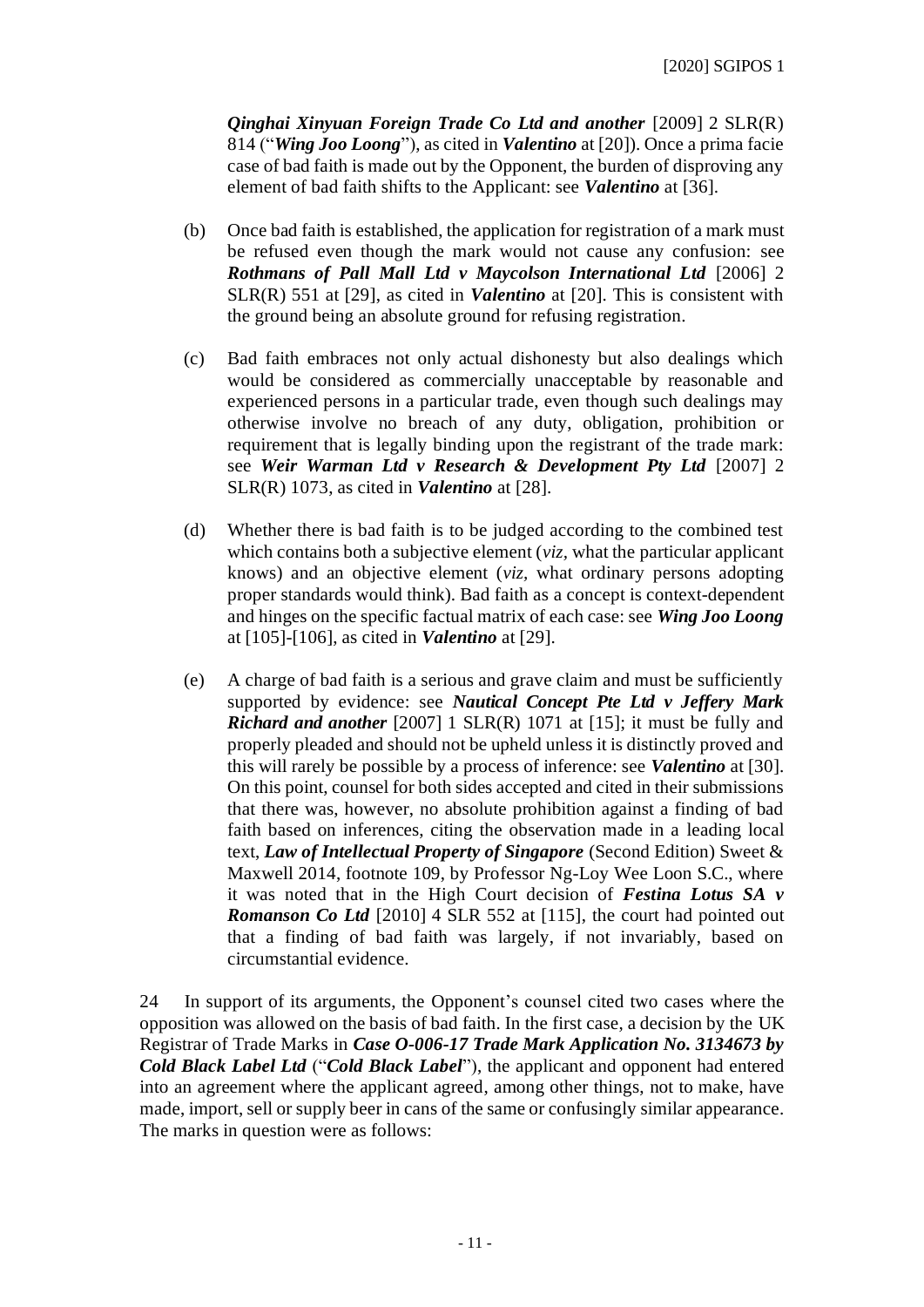***Qinghai Xinyuan Foreign Trade Co Ltd and another*** [2009] 2 SLR(R) 814 ("***Wing Joo Loong***"), as cited in ***Valentino*** at [20]). Once a prima facie case of bad faith is made out by the Opponent, the burden of disproving any element of bad faith shifts to the Applicant: see ***Valentino*** at [36].

(b) Once bad faith is established, the application for registration of a mark must be refused even though the mark would not cause any confusion: see ***Rothmans of Pall Mall Ltd v Maycolson International Ltd*** [2006] 2 SLR(R) 551 at [29], as cited in ***Valentino*** at [20]. This is consistent with the ground being an absolute ground for refusing registration.

(c) Bad faith embraces not only actual dishonesty but also dealings which would be considered as commercially unacceptable by reasonable and experienced persons in a particular trade, even though such dealings may otherwise involve no breach of any duty, obligation, prohibition or requirement that is legally binding upon the registrant of the trade mark: see ***Weir Warman Ltd v Research & Development Pty Ltd*** [2007] 2 SLR(R) 1073, as cited in ***Valentino*** at [28].

(d) Whether there is bad faith is to be judged according to the combined test which contains both a subjective element (*viz*, what the particular applicant knows) and an objective element (*viz*, what ordinary persons adopting proper standards would think). Bad faith as a concept is context-dependent and hinges on the specific factual matrix of each case: see ***Wing Joo Loong*** at [105]-[106], as cited in ***Valentino*** at [29].

(e) A charge of bad faith is a serious and grave claim and must be sufficiently supported by evidence: see ***Nautical Concept Pte Ltd v Jeffery Mark Richard and another*** [2007] 1 SLR(R) 1071 at [15]; it must be fully and properly pleaded and should not be upheld unless it is distinctly proved and this will rarely be possible by a process of inference: see ***Valentino*** at [30]. On this point, counsel for both sides accepted and cited in their submissions that there was, however, no absolute prohibition against a finding of bad faith based on inferences, citing the observation made in a leading local text, ***Law of Intellectual Property of Singapore*** (Second Edition) Sweet & Maxwell 2014, footnote 109, by Professor Ng-Loy Wee Loon S.C., where it was noted that in the High Court decision of ***Festina Lotus SA v Romanson Co Ltd*** [2010] 4 SLR 552 at [115], the court had pointed out that a finding of bad faith was largely, if not invariably, based on circumstantial evidence.

24 In support of its arguments, the Opponent's counsel cited two cases where the opposition was allowed on the basis of bad faith. In the first case, a decision by the UK Registrar of Trade Marks in ***Case O-006-17 Trade Mark Application No. 3134673 by Cold Black Label Ltd*** ("***Cold Black Label***"), the applicant and opponent had entered into an agreement where the applicant agreed, among other things, not to make, have made, import, sell or supply beer in cans of the same or confusingly similar appearance. The marks in question were as follows: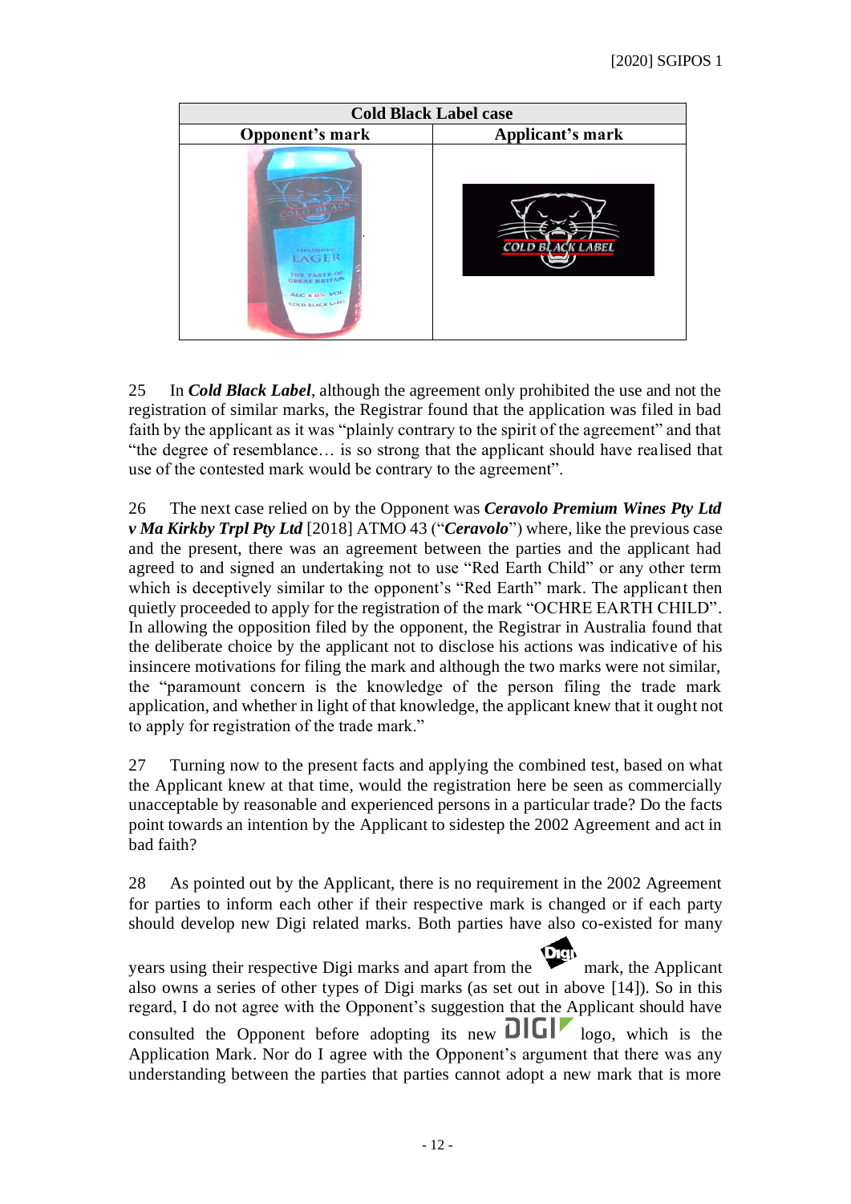| Cold Black Label case | |
|---|---|
| Opponent's mark | Applicant's mark |
| | |

25 In ***Cold Black Label***, although the agreement only prohibited the use and not the registration of similar marks, the Registrar found that the application was filed in bad faith by the applicant as it was "plainly contrary to the spirit of the agreement" and that "the degree of resemblance… is so strong that the applicant should have realised that use of the contested mark would be contrary to the agreement".

26 The next case relied on by the Opponent was ***Ceravolo Premium Wines Pty Ltd v Ma Kirkby Trpl Pty Ltd*** [2018] ATMO 43 ("***Ceravolo***") where, like the previous case and the present, there was an agreement between the parties and the applicant had agreed to and signed an undertaking not to use "Red Earth Child" or any other term which is deceptively similar to the opponent's "Red Earth" mark. The applicant then quietly proceeded to apply for the registration of the mark "OCHRE EARTH CHILD". In allowing the opposition filed by the opponent, the Registrar in Australia found that the deliberate choice by the applicant not to disclose his actions was indicative of his insincere motivations for filing the mark and although the two marks were not similar, the "paramount concern is the knowledge of the person filing the trade mark application, and whether in light of that knowledge, the applicant knew that it ought not to apply for registration of the trade mark."

27 Turning now to the present facts and applying the combined test, based on what the Applicant knew at that time, would the registration here be seen as commercially unacceptable by reasonable and experienced persons in a particular trade? Do the facts point towards an intention by the Applicant to sidestep the 2002 Agreement and act in bad faith?

28 As pointed out by the Applicant, there is no requirement in the 2002 Agreement for parties to inform each other if their respective mark is changed or if each party should develop new Digi related marks. Both parties have also co-existed for many years using their respective Digi marks and apart from the Digi mark, the Applicant also owns a series of other types of Digi marks (as set out in above [14]). So in this regard, I do not agree with the Opponent's suggestion that the Applicant should have consulted the Opponent before adopting its new DIGI logo, which is the Application Mark. Nor do I agree with the Opponent's argument that there was any understanding between the parties that parties cannot adopt a new mark that is more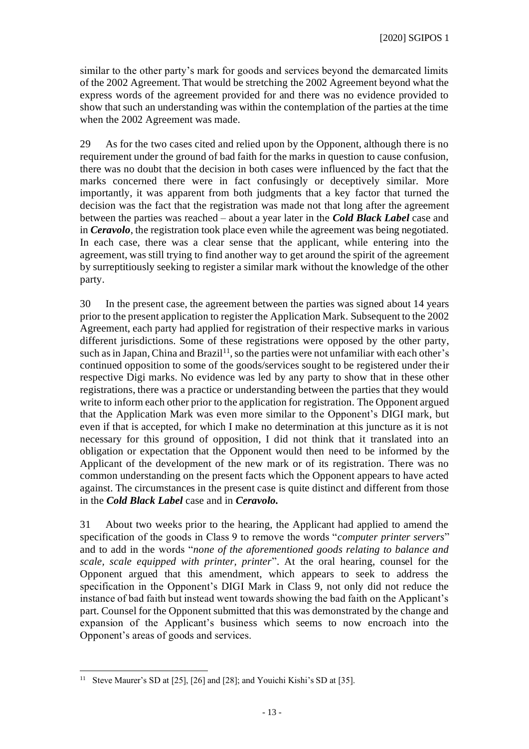similar to the other party's mark for goods and services beyond the demarcated limits of the 2002 Agreement. That would be stretching the 2002 Agreement beyond what the express words of the agreement provided for and there was no evidence provided to show that such an understanding was within the contemplation of the parties at the time when the 2002 Agreement was made.

29 As for the two cases cited and relied upon by the Opponent, although there is no requirement under the ground of bad faith for the marks in question to cause confusion, there was no doubt that the decision in both cases were influenced by the fact that the marks concerned there were in fact confusingly or deceptively similar. More importantly, it was apparent from both judgments that a key factor that turned the decision was the fact that the registration was made not that long after the agreement between the parties was reached – about a year later in the ***Cold Black Label*** case and in ***Ceravolo***, the registration took place even while the agreement was being negotiated. In each case, there was a clear sense that the applicant, while entering into the agreement, was still trying to find another way to get around the spirit of the agreement by surreptitiously seeking to register a similar mark without the knowledge of the other party.

30 In the present case, the agreement between the parties was signed about 14 years prior to the present application to register the Application Mark. Subsequent to the 2002 Agreement, each party had applied for registration of their respective marks in various different jurisdictions. Some of these registrations were opposed by the other party, such as in Japan, China and Brazil[11], so the parties were not unfamiliar with each other's continued opposition to some of the goods/services sought to be registered under their respective Digi marks. No evidence was led by any party to show that in these other registrations, there was a practice or understanding between the parties that they would write to inform each other prior to the application for registration. The Opponent argued that the Application Mark was even more similar to the Opponent's DIGI mark, but even if that is accepted, for which I make no determination at this juncture as it is not necessary for this ground of opposition, I did not think that it translated into an obligation or expectation that the Opponent would then need to be informed by the Applicant of the development of the new mark or of its registration. There was no common understanding on the present facts which the Opponent appears to have acted against. The circumstances in the present case is quite distinct and different from those in the ***Cold Black Label*** case and in ***Ceravolo.***

31 About two weeks prior to the hearing, the Applicant had applied to amend the specification of the goods in Class 9 to remove the words "*computer printer servers*" and to add in the words "*none of the aforementioned goods relating to balance and scale, scale equipped with printer, printer*". At the oral hearing, counsel for the Opponent argued that this amendment, which appears to seek to address the specification in the Opponent's DIGI Mark in Class 9, not only did not reduce the instance of bad faith but instead went towards showing the bad faith on the Applicant's part. Counsel for the Opponent submitted that this was demonstrated by the change and expansion of the Applicant's business which seems to now encroach into the Opponent's areas of goods and services.

---

[11] Steve Maurer's SD at [25], [26] and [28]; and Youichi Kishi's SD at [35].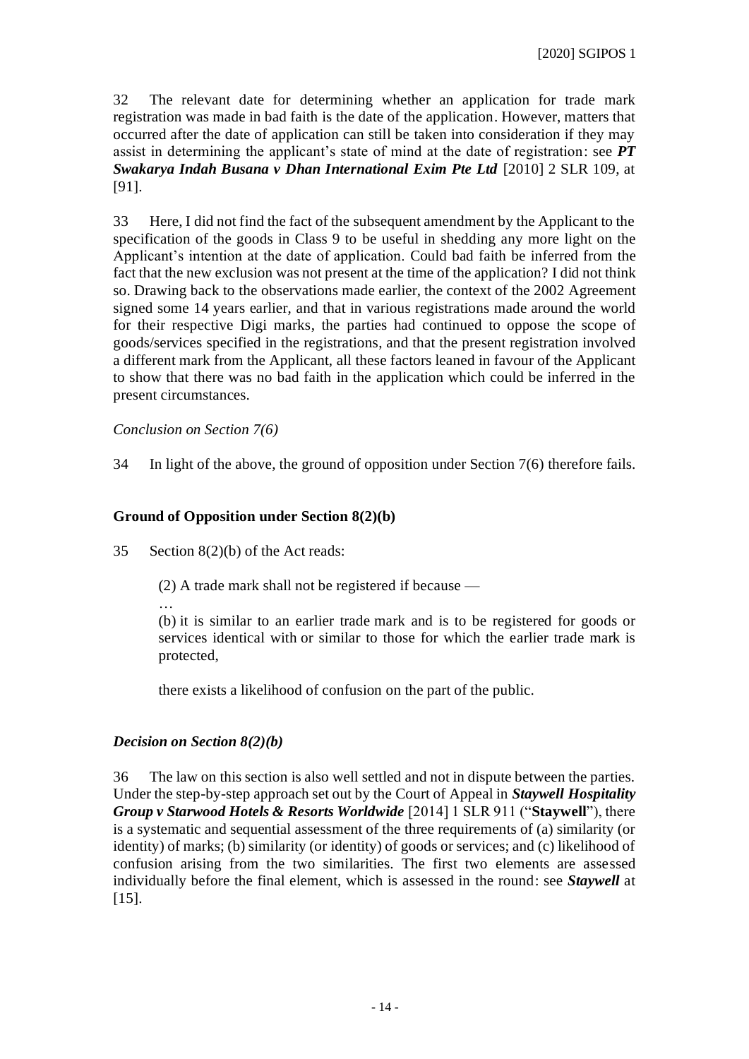32 The relevant date for determining whether an application for trade mark registration was made in bad faith is the date of the application. However, matters that occurred after the date of application can still be taken into consideration if they may assist in determining the applicant's state of mind at the date of registration: see ***PT Swakarya Indah Busana v Dhan International Exim Pte Ltd*** [2010] 2 SLR 109, at [91].

33 Here, I did not find the fact of the subsequent amendment by the Applicant to the specification of the goods in Class 9 to be useful in shedding any more light on the Applicant's intention at the date of application. Could bad faith be inferred from the fact that the new exclusion was not present at the time of the application? I did not think so. Drawing back to the observations made earlier, the context of the 2002 Agreement signed some 14 years earlier, and that in various registrations made around the world for their respective Digi marks, the parties had continued to oppose the scope of goods/services specified in the registrations, and that the present registration involved a different mark from the Applicant, all these factors leaned in favour of the Applicant to show that there was no bad faith in the application which could be inferred in the present circumstances.

*Conclusion on Section 7(6)*

34 In light of the above, the ground of opposition under Section 7(6) therefore fails.

## Ground of Opposition under Section 8(2)(b)

35 Section 8(2)(b) of the Act reads:

> (2) A trade mark shall not be registered if because —
>
> …
>
> (b) it is similar to an earlier trade mark and is to be registered for goods or services identical with or similar to those for which the earlier trade mark is protected,
>
> there exists a likelihood of confusion on the part of the public.

### *Decision on Section 8(2)(b)*

36 The law on this section is also well settled and not in dispute between the parties. Under the step-by-step approach set out by the Court of Appeal in ***Staywell Hospitality Group v Starwood Hotels & Resorts Worldwide*** [2014] 1 SLR 911 ("**Staywell**"), there is a systematic and sequential assessment of the three requirements of (a) similarity (or identity) of marks; (b) similarity (or identity) of goods or services; and (c) likelihood of confusion arising from the two similarities. The first two elements are assessed individually before the final element, which is assessed in the round: see ***Staywell*** at [15].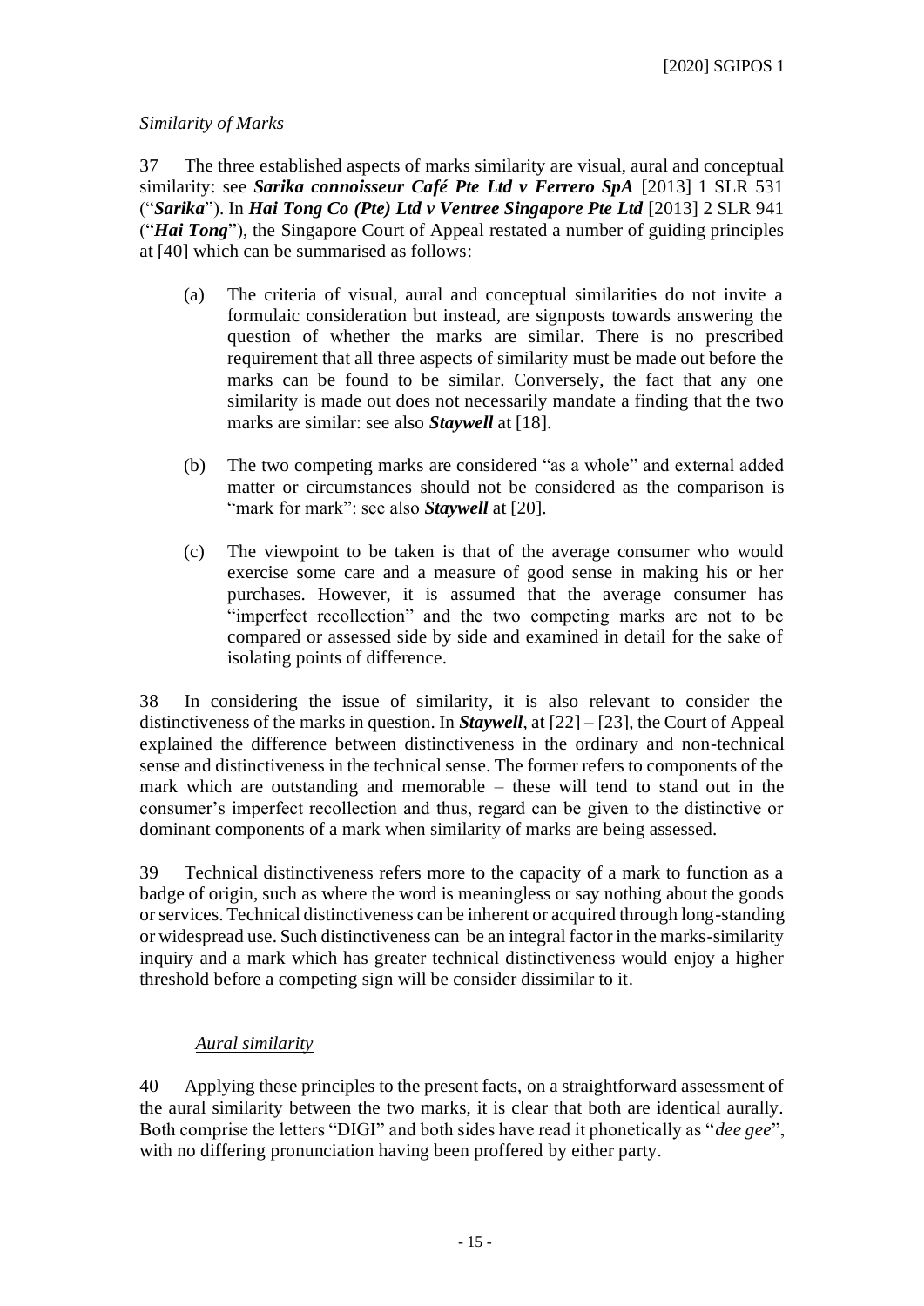*Similarity of Marks*

37 The three established aspects of marks similarity are visual, aural and conceptual similarity: see ***Sarika connoisseur Café Pte Ltd v Ferrero SpA*** [2013] 1 SLR 531 ("***Sarika***"). In ***Hai Tong Co (Pte) Ltd v Ventree Singapore Pte Ltd*** [2013] 2 SLR 941 ("***Hai Tong***"), the Singapore Court of Appeal restated a number of guiding principles at [40] which can be summarised as follows:

(a) The criteria of visual, aural and conceptual similarities do not invite a formulaic consideration but instead, are signposts towards answering the question of whether the marks are similar. There is no prescribed requirement that all three aspects of similarity must be made out before the marks can be found to be similar. Conversely, the fact that any one similarity is made out does not necessarily mandate a finding that the two marks are similar: see also ***Staywell*** at [18].

(b) The two competing marks are considered "as a whole" and external added matter or circumstances should not be considered as the comparison is "mark for mark": see also ***Staywell*** at [20].

(c) The viewpoint to be taken is that of the average consumer who would exercise some care and a measure of good sense in making his or her purchases. However, it is assumed that the average consumer has "imperfect recollection" and the two competing marks are not to be compared or assessed side by side and examined in detail for the sake of isolating points of difference.

38 In considering the issue of similarity, it is also relevant to consider the distinctiveness of the marks in question. In ***Staywell***, at [22] – [23], the Court of Appeal explained the difference between distinctiveness in the ordinary and non-technical sense and distinctiveness in the technical sense. The former refers to components of the mark which are outstanding and memorable – these will tend to stand out in the consumer's imperfect recollection and thus, regard can be given to the distinctive or dominant components of a mark when similarity of marks are being assessed.

39 Technical distinctiveness refers more to the capacity of a mark to function as a badge of origin, such as where the word is meaningless or say nothing about the goods or services. Technical distinctiveness can be inherent or acquired through long-standing or widespread use. Such distinctiveness can be an integral factor in the marks-similarity inquiry and a mark which has greater technical distinctiveness would enjoy a higher threshold before a competing sign will be consider dissimilar to it.

*Aural similarity*

40 Applying these principles to the present facts, on a straightforward assessment of the aural similarity between the two marks, it is clear that both are identical aurally. Both comprise the letters "DIGI" and both sides have read it phonetically as "*dee gee*", with no differing pronunciation having been proffered by either party.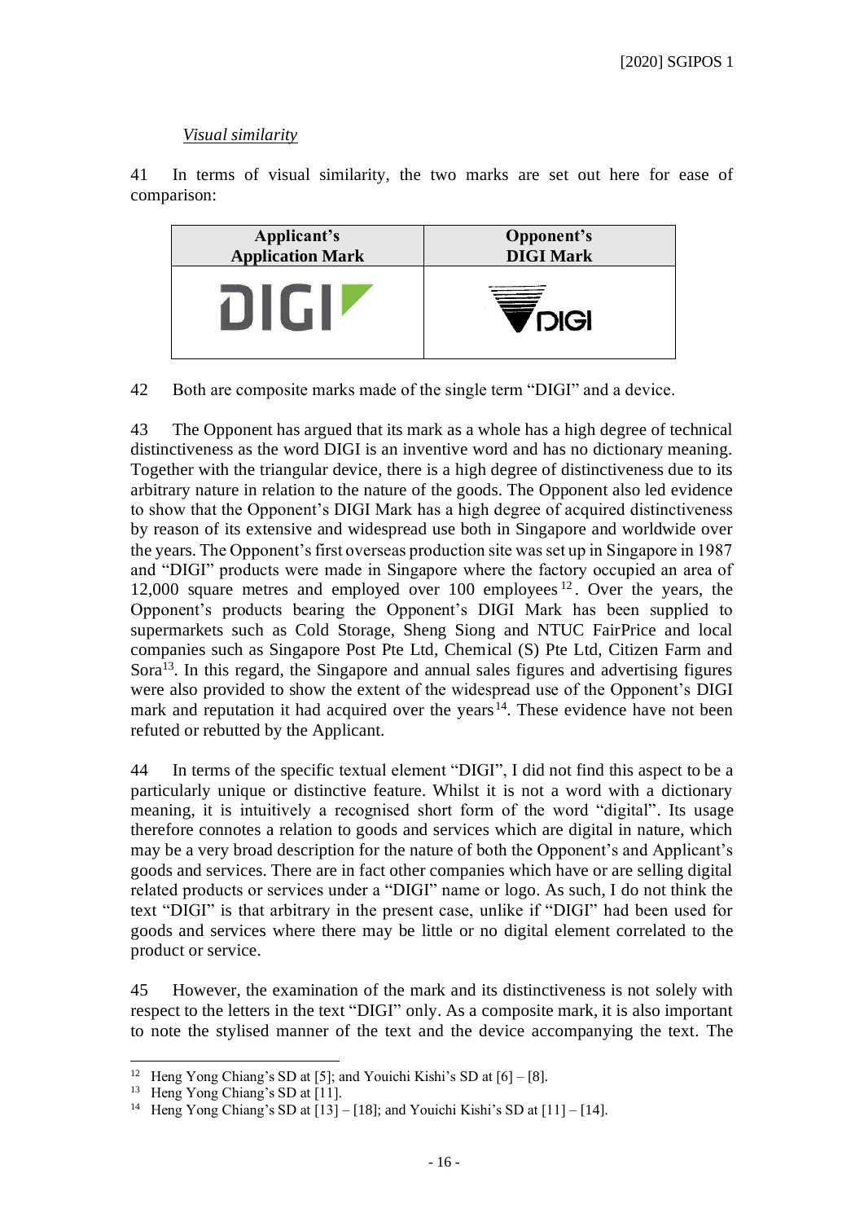*Visual similarity*

41 In terms of visual similarity, the two marks are set out here for ease of comparison:

| Applicant's Application Mark | Opponent's DIGI Mark |
|---|---|
| DIGI | DIGI |

42 Both are composite marks made of the single term "DIGI" and a device.

43 The Opponent has argued that its mark as a whole has a high degree of technical distinctiveness as the word DIGI is an inventive word and has no dictionary meaning. Together with the triangular device, there is a high degree of distinctiveness due to its arbitrary nature in relation to the nature of the goods. The Opponent also led evidence to show that the Opponent's DIGI Mark has a high degree of acquired distinctiveness by reason of its extensive and widespread use both in Singapore and worldwide over the years. The Opponent's first overseas production site was set up in Singapore in 1987 and "DIGI" products were made in Singapore where the factory occupied an area of 12,000 square metres and employed over 100 employees[12]. Over the years, the Opponent's products bearing the Opponent's DIGI Mark has been supplied to supermarkets such as Cold Storage, Sheng Siong and NTUC FairPrice and local companies such as Singapore Post Pte Ltd, Chemical (S) Pte Ltd, Citizen Farm and Sora[13]. In this regard, the Singapore and annual sales figures and advertising figures were also provided to show the extent of the widespread use of the Opponent's DIGI mark and reputation it had acquired over the years[14]. These evidence have not been refuted or rebutted by the Applicant.

44 In terms of the specific textual element "DIGI", I did not find this aspect to be a particularly unique or distinctive feature. Whilst it is not a word with a dictionary meaning, it is intuitively a recognised short form of the word "digital". Its usage therefore connotes a relation to goods and services which are digital in nature, which may be a very broad description for the nature of both the Opponent's and Applicant's goods and services. There are in fact other companies which have or are selling digital related products or services under a "DIGI" name or logo. As such, I do not think the text "DIGI" is that arbitrary in the present case, unlike if "DIGI" had been used for goods and services where there may be little or no digital element correlated to the product or service.

45 However, the examination of the mark and its distinctiveness is not solely with respect to the letters in the text "DIGI" only. As a composite mark, it is also important to note the stylised manner of the text and the device accompanying the text. The

---

[12] Heng Yong Chiang's SD at [5]; and Youichi Kishi's SD at [6] – [8].

[13] Heng Yong Chiang's SD at [11].

[14] Heng Yong Chiang's SD at [13] – [18]; and Youichi Kishi's SD at [11] – [14].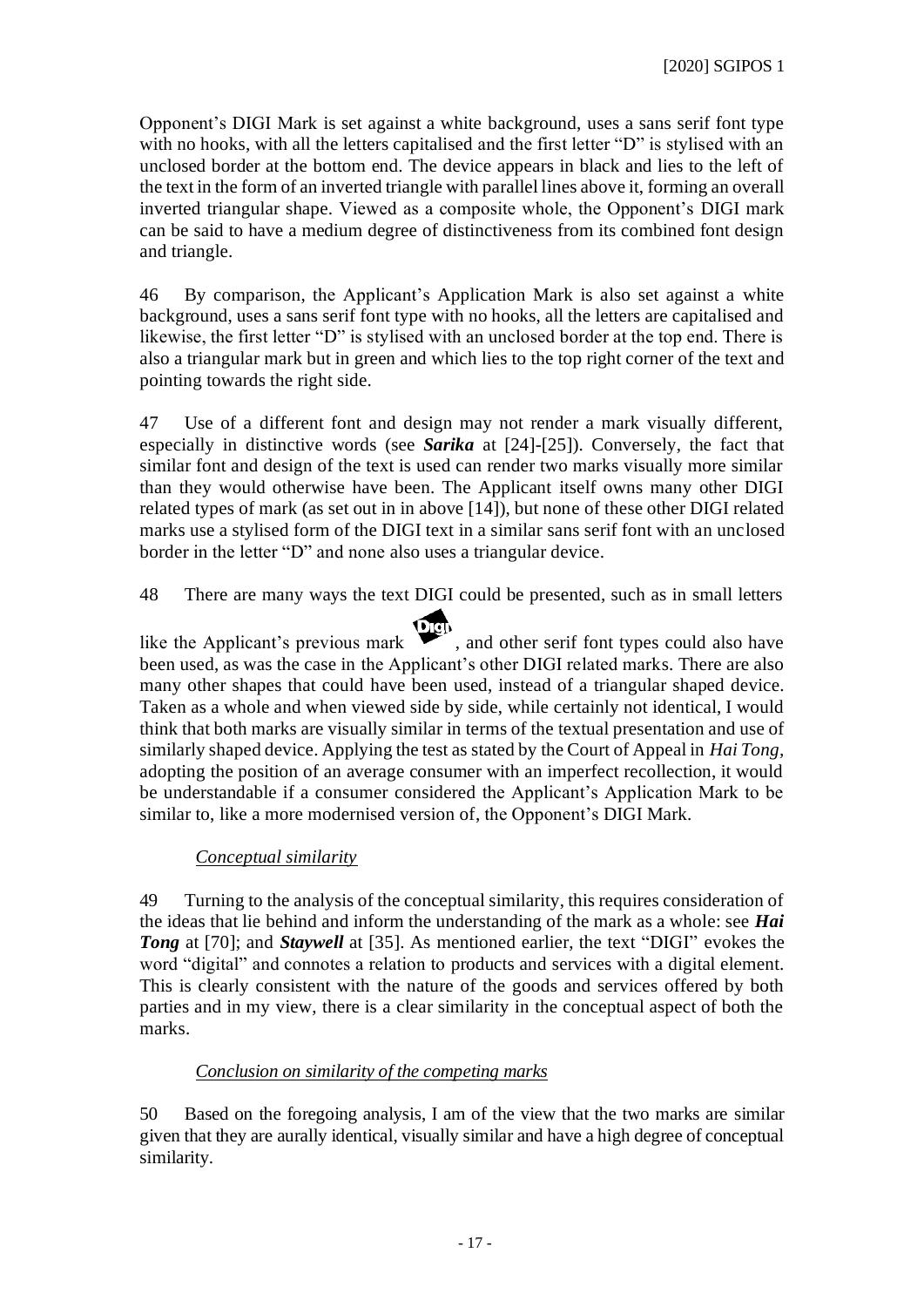Opponent's DIGI Mark is set against a white background, uses a sans serif font type with no hooks, with all the letters capitalised and the first letter "D" is stylised with an unclosed border at the bottom end. The device appears in black and lies to the left of the text in the form of an inverted triangle with parallel lines above it, forming an overall inverted triangular shape. Viewed as a composite whole, the Opponent's DIGI mark can be said to have a medium degree of distinctiveness from its combined font design and triangle.

46 By comparison, the Applicant's Application Mark is also set against a white background, uses a sans serif font type with no hooks, all the letters are capitalised and likewise, the first letter "D" is stylised with an unclosed border at the top end. There is also a triangular mark but in green and which lies to the top right corner of the text and pointing towards the right side.

47 Use of a different font and design may not render a mark visually different, especially in distinctive words (see ***Sarika*** at [24]-[25]). Conversely, the fact that similar font and design of the text is used can render two marks visually more similar than they would otherwise have been. The Applicant itself owns many other DIGI related types of mark (as set out in in above [14]), but none of these other DIGI related marks use a stylised form of the DIGI text in a similar sans serif font with an unclosed border in the letter "D" and none also uses a triangular device.

48 There are many ways the text DIGI could be presented, such as in small letters like the Applicant's previous mark , and other serif font types could also have been used, as was the case in the Applicant's other DIGI related marks. There are also many other shapes that could have been used, instead of a triangular shaped device. Taken as a whole and when viewed side by side, while certainly not identical, I would think that both marks are visually similar in terms of the textual presentation and use of similarly shaped device. Applying the test as stated by the Court of Appeal in *Hai Tong*, adopting the position of an average consumer with an imperfect recollection, it would be understandable if a consumer considered the Applicant's Application Mark to be similar to, like a more modernised version of, the Opponent's DIGI Mark.

*Conceptual similarity*

49 Turning to the analysis of the conceptual similarity, this requires consideration of the ideas that lie behind and inform the understanding of the mark as a whole: see ***Hai Tong*** at [70]; and ***Staywell*** at [35]. As mentioned earlier, the text "DIGI" evokes the word "digital" and connotes a relation to products and services with a digital element. This is clearly consistent with the nature of the goods and services offered by both parties and in my view, there is a clear similarity in the conceptual aspect of both the marks.

*Conclusion on similarity of the competing marks*

50 Based on the foregoing analysis, I am of the view that the two marks are similar given that they are aurally identical, visually similar and have a high degree of conceptual similarity.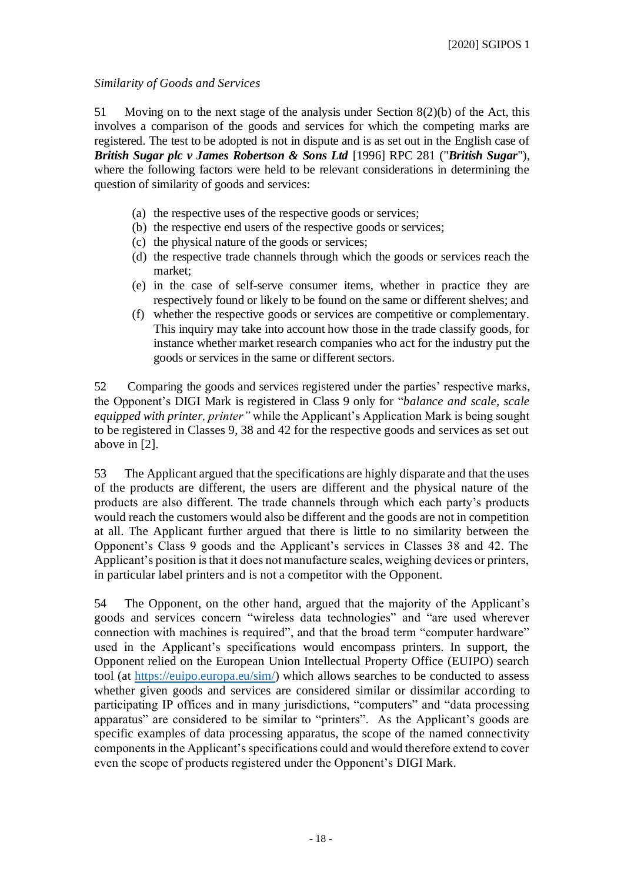*Similarity of Goods and Services*

51 Moving on to the next stage of the analysis under Section 8(2)(b) of the Act, this involves a comparison of the goods and services for which the competing marks are registered. The test to be adopted is not in dispute and is as set out in the English case of ***British Sugar plc v James Robertson & Sons Ltd*** [1996] RPC 281 ("***British Sugar***"), where the following factors were held to be relevant considerations in determining the question of similarity of goods and services:

(a) the respective uses of the respective goods or services;
(b) the respective end users of the respective goods or services;
(c) the physical nature of the goods or services;
(d) the respective trade channels through which the goods or services reach the market;
(e) in the case of self-serve consumer items, whether in practice they are respectively found or likely to be found on the same or different shelves; and
(f) whether the respective goods or services are competitive or complementary. This inquiry may take into account how those in the trade classify goods, for instance whether market research companies who act for the industry put the goods or services in the same or different sectors.

52 Comparing the goods and services registered under the parties' respective marks, the Opponent's DIGI Mark is registered in Class 9 only for "*balance and scale, scale equipped with printer, printer"* while the Applicant's Application Mark is being sought to be registered in Classes 9, 38 and 42 for the respective goods and services as set out above in [2].

53 The Applicant argued that the specifications are highly disparate and that the uses of the products are different, the users are different and the physical nature of the products are also different. The trade channels through which each party's products would reach the customers would also be different and the goods are not in competition at all. The Applicant further argued that there is little to no similarity between the Opponent's Class 9 goods and the Applicant's services in Classes 38 and 42. The Applicant's position is that it does not manufacture scales, weighing devices or printers, in particular label printers and is not a competitor with the Opponent.

54 The Opponent, on the other hand, argued that the majority of the Applicant's goods and services concern "wireless data technologies" and "are used wherever connection with machines is required", and that the broad term "computer hardware" used in the Applicant's specifications would encompass printers. In support, the Opponent relied on the European Union Intellectual Property Office (EUIPO) search tool (at https://euipo.europa.eu/sim/) which allows searches to be conducted to assess whether given goods and services are considered similar or dissimilar according to participating IP offices and in many jurisdictions, "computers" and "data processing apparatus" are considered to be similar to "printers". As the Applicant's goods are specific examples of data processing apparatus, the scope of the named connectivity components in the Applicant's specifications could and would therefore extend to cover even the scope of products registered under the Opponent's DIGI Mark.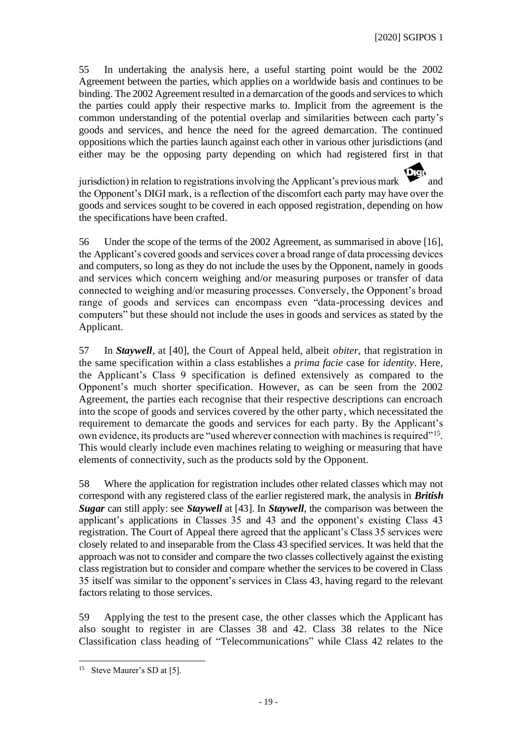55 In undertaking the analysis here, a useful starting point would be the 2002 Agreement between the parties, which applies on a worldwide basis and continues to be binding. The 2002 Agreement resulted in a demarcation of the goods and services to which the parties could apply their respective marks to. Implicit from the agreement is the common understanding of the potential overlap and similarities between each party's goods and services, and hence the need for the agreed demarcation. The continued oppositions which the parties launch against each other in various other jurisdictions (and either may be the opposing party depending on which had registered first in that jurisdiction) in relation to registrations involving the Applicant's previous mark and the Opponent's DIGI mark, is a reflection of the discomfort each party may have over the goods and services sought to be covered in each opposed registration, depending on how the specifications have been crafted.

56 Under the scope of the terms of the 2002 Agreement, as summarised in above [16], the Applicant's covered goods and services cover a broad range of data processing devices and computers, so long as they do not include the uses by the Opponent, namely in goods and services which concern weighing and/or measuring purposes or transfer of data connected to weighing and/or measuring processes. Conversely, the Opponent's broad range of goods and services can encompass even "data-processing devices and computers" but these should not include the uses in goods and services as stated by the Applicant.

57 In ***Staywell***, at [40], the Court of Appeal held, albeit *obiter*, that registration in the same specification within a class establishes a *prima facie* case for *identity*. Here, the Applicant's Class 9 specification is defined extensively as compared to the Opponent's much shorter specification. However, as can be seen from the 2002 Agreement, the parties each recognise that their respective descriptions can encroach into the scope of goods and services covered by the other party, which necessitated the requirement to demarcate the goods and services for each party. By the Applicant's own evidence, its products are "used wherever connection with machines is required"[15]. This would clearly include even machines relating to weighing or measuring that have elements of connectivity, such as the products sold by the Opponent.

58 Where the application for registration includes other related classes which may not correspond with any registered class of the earlier registered mark, the analysis in ***British Sugar*** can still apply: see ***Staywell*** at [43]. In ***Staywell***, the comparison was between the applicant's applications in Classes 35 and 43 and the opponent's existing Class 43 registration. The Court of Appeal there agreed that the applicant's Class 35 services were closely related to and inseparable from the Class 43 specified services. It was held that the approach was not to consider and compare the two classes collectively against the existing class registration but to consider and compare whether the services to be covered in Class 35 itself was similar to the opponent's services in Class 43, having regard to the relevant factors relating to those services.

59 Applying the test to the present case, the other classes which the Applicant has also sought to register in are Classes 38 and 42. Class 38 relates to the Nice Classification class heading of "Telecommunications" while Class 42 relates to the

---

[15] Steve Maurer's SD at [5].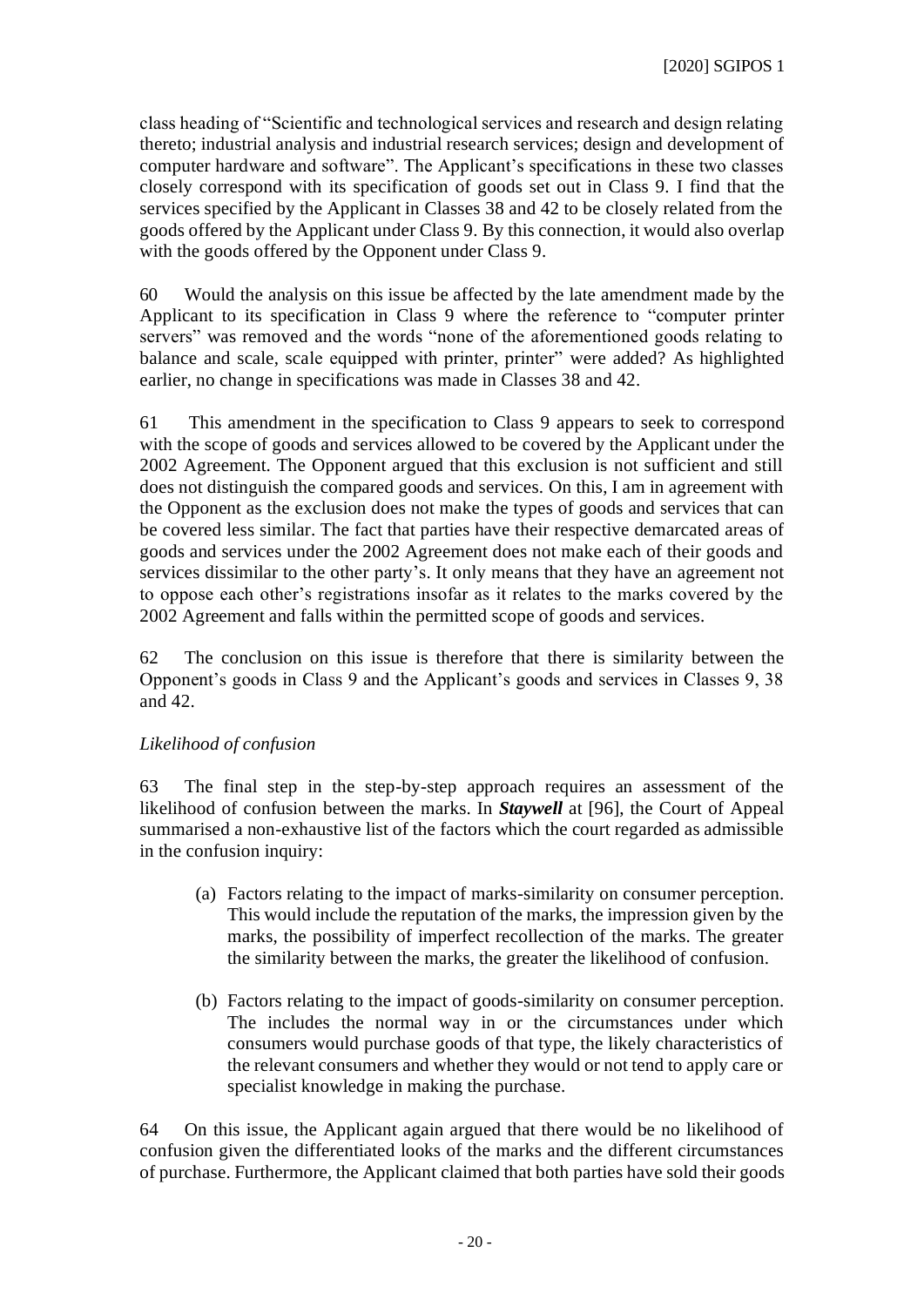class heading of "Scientific and technological services and research and design relating thereto; industrial analysis and industrial research services; design and development of computer hardware and software". The Applicant's specifications in these two classes closely correspond with its specification of goods set out in Class 9. I find that the services specified by the Applicant in Classes 38 and 42 to be closely related from the goods offered by the Applicant under Class 9. By this connection, it would also overlap with the goods offered by the Opponent under Class 9.

60 Would the analysis on this issue be affected by the late amendment made by the Applicant to its specification in Class 9 where the reference to "computer printer servers" was removed and the words "none of the aforementioned goods relating to balance and scale, scale equipped with printer, printer" were added? As highlighted earlier, no change in specifications was made in Classes 38 and 42.

61 This amendment in the specification to Class 9 appears to seek to correspond with the scope of goods and services allowed to be covered by the Applicant under the 2002 Agreement. The Opponent argued that this exclusion is not sufficient and still does not distinguish the compared goods and services. On this, I am in agreement with the Opponent as the exclusion does not make the types of goods and services that can be covered less similar. The fact that parties have their respective demarcated areas of goods and services under the 2002 Agreement does not make each of their goods and services dissimilar to the other party's. It only means that they have an agreement not to oppose each other's registrations insofar as it relates to the marks covered by the 2002 Agreement and falls within the permitted scope of goods and services.

62 The conclusion on this issue is therefore that there is similarity between the Opponent's goods in Class 9 and the Applicant's goods and services in Classes 9, 38 and 42.

*Likelihood of confusion*

63 The final step in the step-by-step approach requires an assessment of the likelihood of confusion between the marks. In ***Staywell*** at [96], the Court of Appeal summarised a non-exhaustive list of the factors which the court regarded as admissible in the confusion inquiry:

> (a) Factors relating to the impact of marks-similarity on consumer perception. This would include the reputation of the marks, the impression given by the marks, the possibility of imperfect recollection of the marks. The greater the similarity between the marks, the greater the likelihood of confusion.
>
> (b) Factors relating to the impact of goods-similarity on consumer perception. The includes the normal way in or the circumstances under which consumers would purchase goods of that type, the likely characteristics of the relevant consumers and whether they would or not tend to apply care or specialist knowledge in making the purchase.

64 On this issue, the Applicant again argued that there would be no likelihood of confusion given the differentiated looks of the marks and the different circumstances of purchase. Furthermore, the Applicant claimed that both parties have sold their goods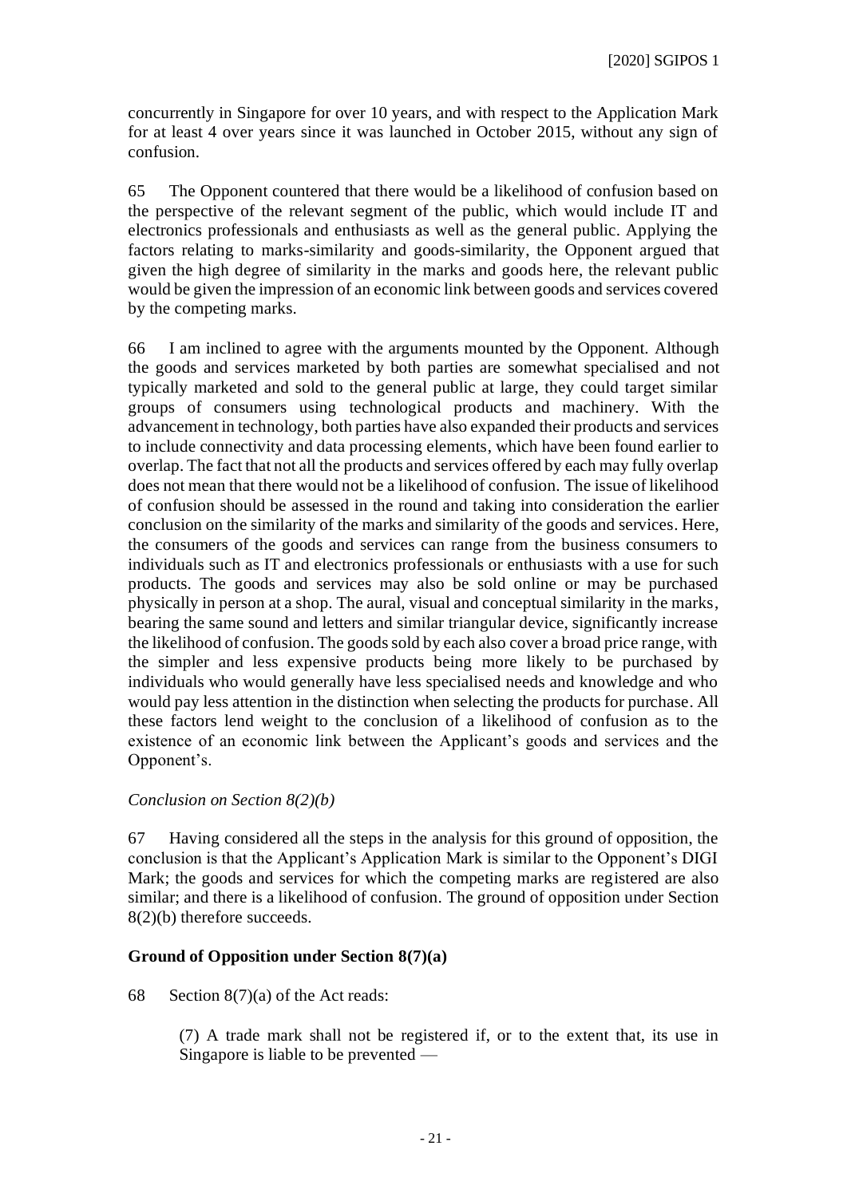concurrently in Singapore for over 10 years, and with respect to the Application Mark for at least 4 over years since it was launched in October 2015, without any sign of confusion.

65 The Opponent countered that there would be a likelihood of confusion based on the perspective of the relevant segment of the public, which would include IT and electronics professionals and enthusiasts as well as the general public. Applying the factors relating to marks-similarity and goods-similarity, the Opponent argued that given the high degree of similarity in the marks and goods here, the relevant public would be given the impression of an economic link between goods and services covered by the competing marks.

66 I am inclined to agree with the arguments mounted by the Opponent. Although the goods and services marketed by both parties are somewhat specialised and not typically marketed and sold to the general public at large, they could target similar groups of consumers using technological products and machinery. With the advancement in technology, both parties have also expanded their products and services to include connectivity and data processing elements, which have been found earlier to overlap. The fact that not all the products and services offered by each may fully overlap does not mean that there would not be a likelihood of confusion. The issue of likelihood of confusion should be assessed in the round and taking into consideration the earlier conclusion on the similarity of the marks and similarity of the goods and services. Here, the consumers of the goods and services can range from the business consumers to individuals such as IT and electronics professionals or enthusiasts with a use for such products. The goods and services may also be sold online or may be purchased physically in person at a shop. The aural, visual and conceptual similarity in the marks, bearing the same sound and letters and similar triangular device, significantly increase the likelihood of confusion. The goods sold by each also cover a broad price range, with the simpler and less expensive products being more likely to be purchased by individuals who would generally have less specialised needs and knowledge and who would pay less attention in the distinction when selecting the products for purchase. All these factors lend weight to the conclusion of a likelihood of confusion as to the existence of an economic link between the Applicant's goods and services and the Opponent's.

*Conclusion on Section 8(2)(b)*

67 Having considered all the steps in the analysis for this ground of opposition, the conclusion is that the Applicant's Application Mark is similar to the Opponent's DIGI Mark; the goods and services for which the competing marks are registered are also similar; and there is a likelihood of confusion. The ground of opposition under Section 8(2)(b) therefore succeeds.

**Ground of Opposition under Section 8(7)(a)**

68 Section 8(7)(a) of the Act reads:

> (7) A trade mark shall not be registered if, or to the extent that, its use in Singapore is liable to be prevented —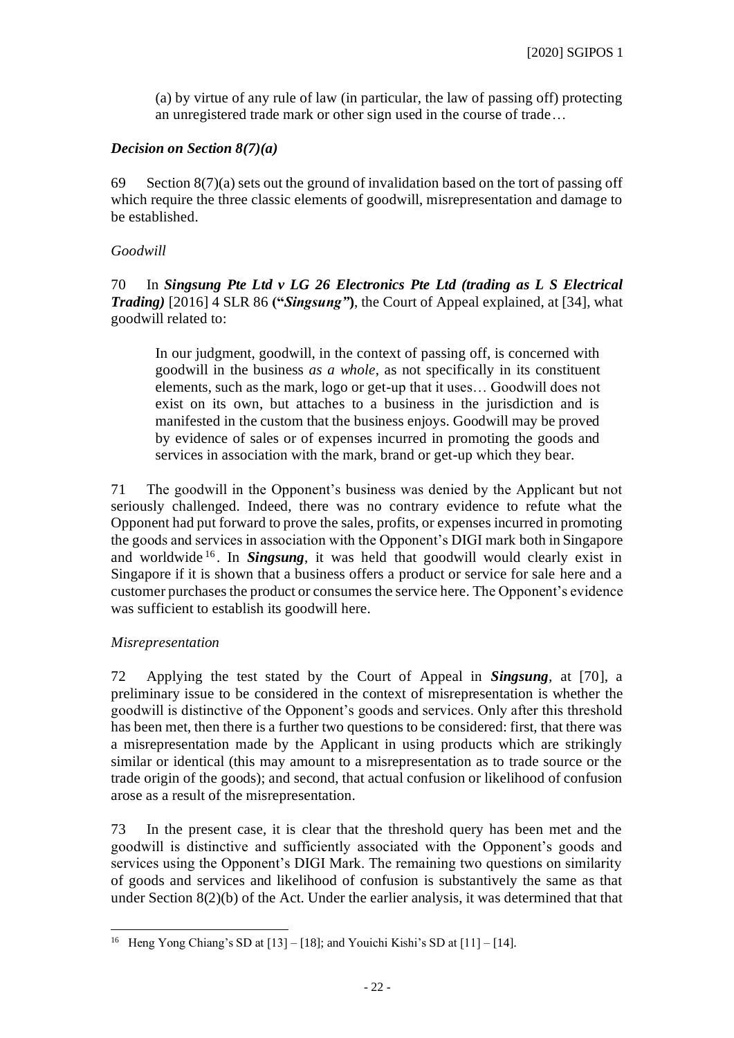(a) by virtue of any rule of law (in particular, the law of passing off) protecting an unregistered trade mark or other sign used in the course of trade…

### *Decision on Section 8(7)(a)*

69 Section 8(7)(a) sets out the ground of invalidation based on the tort of passing off which require the three classic elements of goodwill, misrepresentation and damage to be established.

*Goodwill*

70 In ***Singsung Pte Ltd v LG 26 Electronics Pte Ltd (trading as L S Electrical Trading)*** [2016] 4 SLR 86 **("*Singsung*")**, the Court of Appeal explained, at [34], what goodwill related to:

> In our judgment, goodwill, in the context of passing off, is concerned with goodwill in the business *as a whole*, as not specifically in its constituent elements, such as the mark, logo or get-up that it uses… Goodwill does not exist on its own, but attaches to a business in the jurisdiction and is manifested in the custom that the business enjoys. Goodwill may be proved by evidence of sales or of expenses incurred in promoting the goods and services in association with the mark, brand or get-up which they bear.

71 The goodwill in the Opponent's business was denied by the Applicant but not seriously challenged. Indeed, there was no contrary evidence to refute what the Opponent had put forward to prove the sales, profits, or expenses incurred in promoting the goods and services in association with the Opponent's DIGI mark both in Singapore and worldwide[16]. In ***Singsung***, it was held that goodwill would clearly exist in Singapore if it is shown that a business offers a product or service for sale here and a customer purchases the product or consumes the service here. The Opponent's evidence was sufficient to establish its goodwill here.

*Misrepresentation*

72 Applying the test stated by the Court of Appeal in ***Singsung***, at [70], a preliminary issue to be considered in the context of misrepresentation is whether the goodwill is distinctive of the Opponent's goods and services. Only after this threshold has been met, then there is a further two questions to be considered: first, that there was a misrepresentation made by the Applicant in using products which are strikingly similar or identical (this may amount to a misrepresentation as to trade source or the trade origin of the goods); and second, that actual confusion or likelihood of confusion arose as a result of the misrepresentation.

73 In the present case, it is clear that the threshold query has been met and the goodwill is distinctive and sufficiently associated with the Opponent's goods and services using the Opponent's DIGI Mark. The remaining two questions on similarity of goods and services and likelihood of confusion is substantively the same as that under Section 8(2)(b) of the Act. Under the earlier analysis, it was determined that that

---

[16] Heng Yong Chiang's SD at [13] – [18]; and Youichi Kishi's SD at [11] – [14].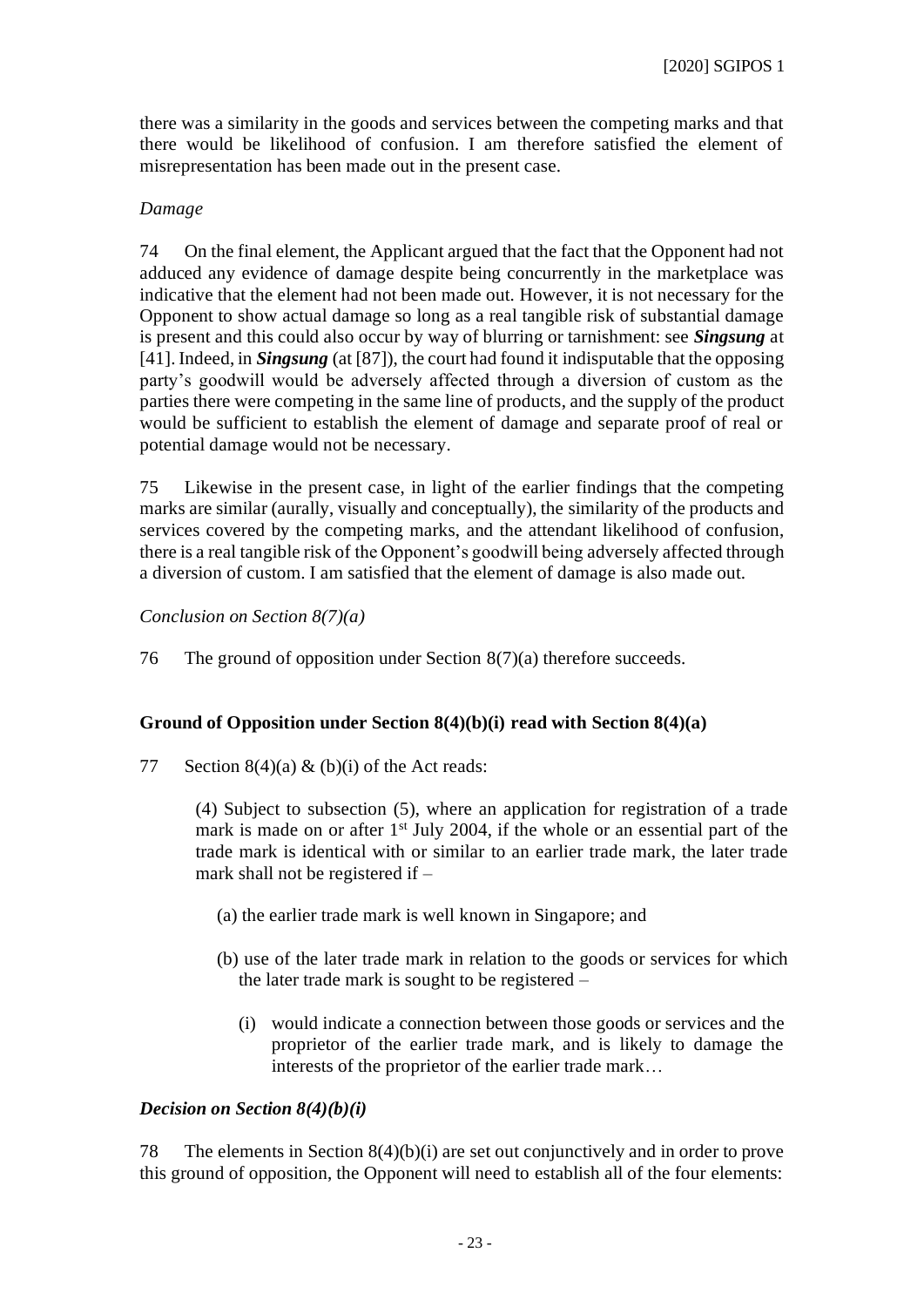there was a similarity in the goods and services between the competing marks and that there would be likelihood of confusion. I am therefore satisfied the element of misrepresentation has been made out in the present case.

*Damage*

74 On the final element, the Applicant argued that the fact that the Opponent had not adduced any evidence of damage despite being concurrently in the marketplace was indicative that the element had not been made out. However, it is not necessary for the Opponent to show actual damage so long as a real tangible risk of substantial damage is present and this could also occur by way of blurring or tarnishment: see ***Singsung*** at [41]. Indeed, in ***Singsung*** (at [87]), the court had found it indisputable that the opposing party's goodwill would be adversely affected through a diversion of custom as the parties there were competing in the same line of products, and the supply of the product would be sufficient to establish the element of damage and separate proof of real or potential damage would not be necessary.

75 Likewise in the present case, in light of the earlier findings that the competing marks are similar (aurally, visually and conceptually), the similarity of the products and services covered by the competing marks, and the attendant likelihood of confusion, there is a real tangible risk of the Opponent's goodwill being adversely affected through a diversion of custom. I am satisfied that the element of damage is also made out.

*Conclusion on Section 8(7)(a)*

76 The ground of opposition under Section 8(7)(a) therefore succeeds.

## Ground of Opposition under Section 8(4)(b)(i) read with Section 8(4)(a)

77 Section 8(4)(a) & (b)(i) of the Act reads:

> (4) Subject to subsection (5), where an application for registration of a trade mark is made on or after 1st July 2004, if the whole or an essential part of the trade mark is identical with or similar to an earlier trade mark, the later trade mark shall not be registered if –
>
> (a) the earlier trade mark is well known in Singapore; and
>
> (b) use of the later trade mark in relation to the goods or services for which the later trade mark is sought to be registered –
>
> (i) would indicate a connection between those goods or services and the proprietor of the earlier trade mark, and is likely to damage the interests of the proprietor of the earlier trade mark…

### *Decision on Section 8(4)(b)(i)*

78 The elements in Section 8(4)(b)(i) are set out conjunctively and in order to prove this ground of opposition, the Opponent will need to establish all of the four elements: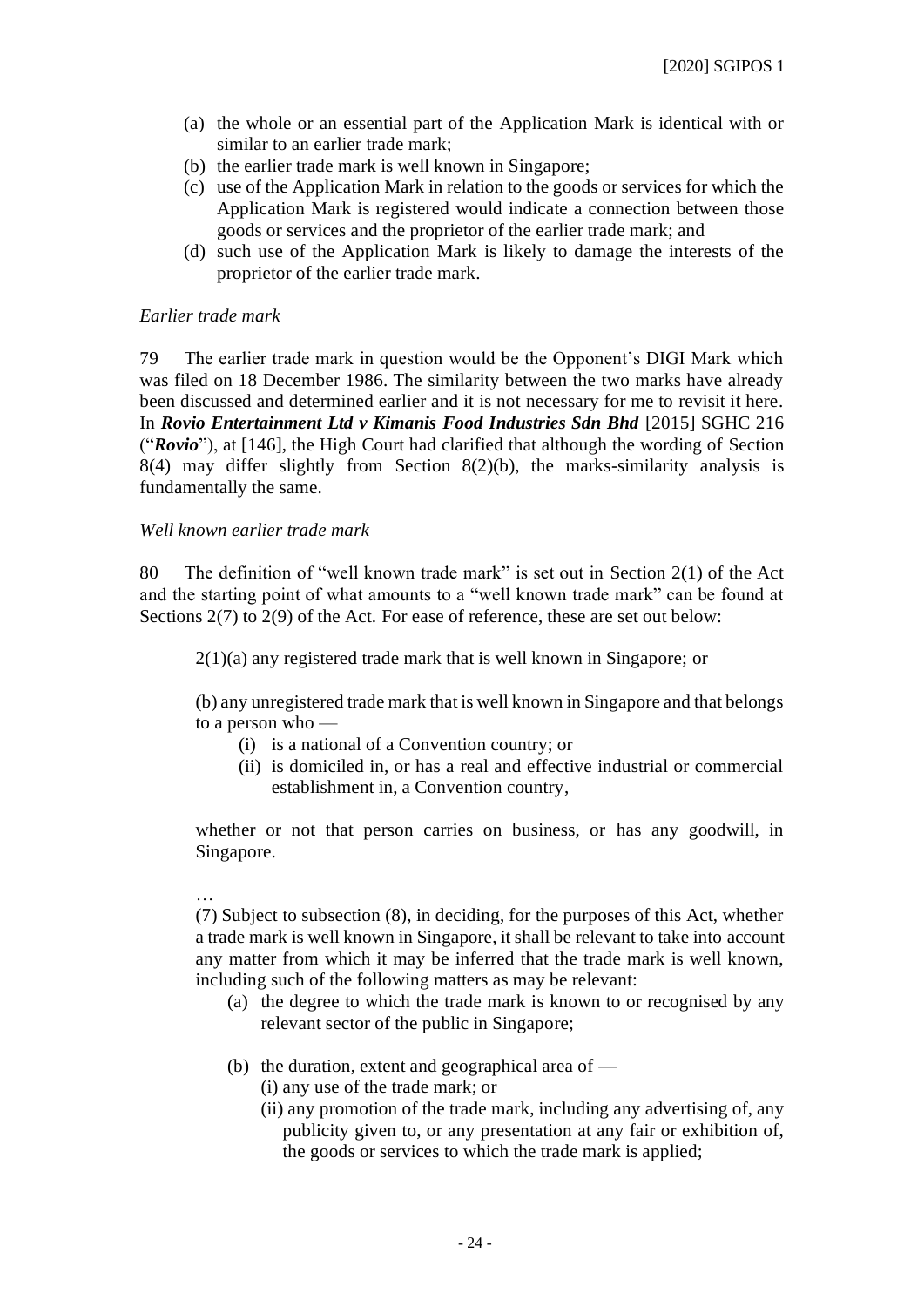(a) the whole or an essential part of the Application Mark is identical with or similar to an earlier trade mark;
(b) the earlier trade mark is well known in Singapore;
(c) use of the Application Mark in relation to the goods or services for which the Application Mark is registered would indicate a connection between those goods or services and the proprietor of the earlier trade mark; and
(d) such use of the Application Mark is likely to damage the interests of the proprietor of the earlier trade mark.

*Earlier trade mark*

79 The earlier trade mark in question would be the Opponent's DIGI Mark which was filed on 18 December 1986. The similarity between the two marks have already been discussed and determined earlier and it is not necessary for me to revisit it here. In ***Rovio Entertainment Ltd v Kimanis Food Industries Sdn Bhd*** [2015] SGHC 216 ("***Rovio***"), at [146], the High Court had clarified that although the wording of Section 8(4) may differ slightly from Section 8(2)(b), the marks-similarity analysis is fundamentally the same.

*Well known earlier trade mark*

80 The definition of "well known trade mark" is set out in Section 2(1) of the Act and the starting point of what amounts to a "well known trade mark" can be found at Sections 2(7) to 2(9) of the Act. For ease of reference, these are set out below:

> 2(1)(a) any registered trade mark that is well known in Singapore; or
>
> (b) any unregistered trade mark that is well known in Singapore and that belongs to a person who —
>
> (i) is a national of a Convention country; or
> (ii) is domiciled in, or has a real and effective industrial or commercial establishment in, a Convention country,
>
> whether or not that person carries on business, or has any goodwill, in Singapore.
>
> …
>
> (7) Subject to subsection (8), in deciding, for the purposes of this Act, whether a trade mark is well known in Singapore, it shall be relevant to take into account any matter from which it may be inferred that the trade mark is well known, including such of the following matters as may be relevant:
>
> (a) the degree to which the trade mark is known to or recognised by any relevant sector of the public in Singapore;
>
> (b) the duration, extent and geographical area of —
> (i) any use of the trade mark; or
> (ii) any promotion of the trade mark, including any advertising of, any publicity given to, or any presentation at any fair or exhibition of, the goods or services to which the trade mark is applied;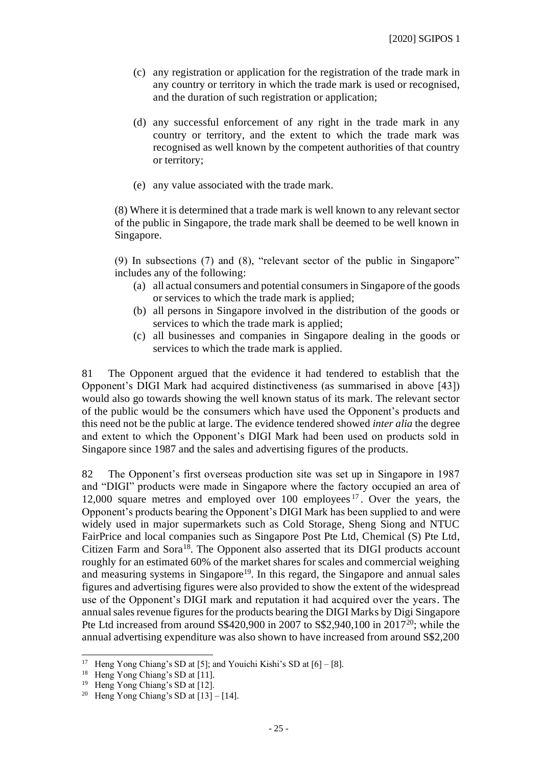(c) any registration or application for the registration of the trade mark in any country or territory in which the trade mark is used or recognised, and the duration of such registration or application;

(d) any successful enforcement of any right in the trade mark in any country or territory, and the extent to which the trade mark was recognised as well known by the competent authorities of that country or territory;

(e) any value associated with the trade mark.

(8) Where it is determined that a trade mark is well known to any relevant sector of the public in Singapore, the trade mark shall be deemed to be well known in Singapore.

(9) In subsections (7) and (8), "relevant sector of the public in Singapore" includes any of the following:

(a) all actual consumers and potential consumers in Singapore of the goods or services to which the trade mark is applied;

(b) all persons in Singapore involved in the distribution of the goods or services to which the trade mark is applied;

(c) all businesses and companies in Singapore dealing in the goods or services to which the trade mark is applied.

81 The Opponent argued that the evidence it had tendered to establish that the Opponent's DIGI Mark had acquired distinctiveness (as summarised in above [43]) would also go towards showing the well known status of its mark. The relevant sector of the public would be the consumers which have used the Opponent's products and this need not be the public at large. The evidence tendered showed *inter alia* the degree and extent to which the Opponent's DIGI Mark had been used on products sold in Singapore since 1987 and the sales and advertising figures of the products.

82 The Opponent's first overseas production site was set up in Singapore in 1987 and "DIGI" products were made in Singapore where the factory occupied an area of 12,000 square metres and employed over 100 employees[17]. Over the years, the Opponent's products bearing the Opponent's DIGI Mark has been supplied to and were widely used in major supermarkets such as Cold Storage, Sheng Siong and NTUC FairPrice and local companies such as Singapore Post Pte Ltd, Chemical (S) Pte Ltd, Citizen Farm and Sora[18]. The Opponent also asserted that its DIGI products account roughly for an estimated 60% of the market shares for scales and commercial weighing and measuring systems in Singapore[19]. In this regard, the Singapore and annual sales figures and advertising figures were also provided to show the extent of the widespread use of the Opponent's DIGI mark and reputation it had acquired over the years. The annual sales revenue figures for the products bearing the DIGI Marks by Digi Singapore Pte Ltd increased from around S$420,900 in 2007 to S$2,940,100 in 2017[20]; while the annual advertising expenditure was also shown to have increased from around S$2,200

---

[17] Heng Yong Chiang's SD at [5]; and Youichi Kishi's SD at [6] – [8].

[18] Heng Yong Chiang's SD at [11].

[19] Heng Yong Chiang's SD at [12].

[20] Heng Yong Chiang's SD at [13] – [14].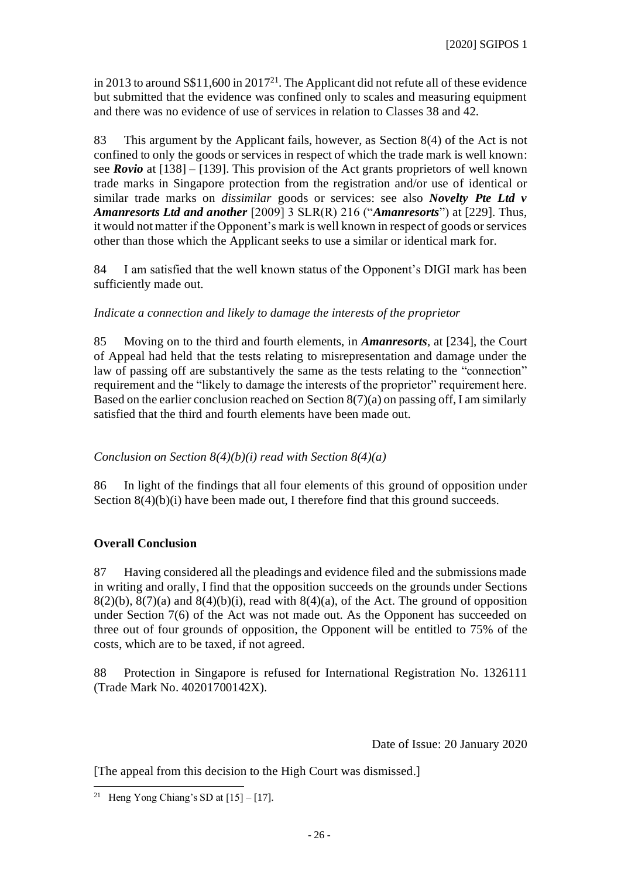in 2013 to around S$11,600 in 2017[21]. The Applicant did not refute all of these evidence but submitted that the evidence was confined only to scales and measuring equipment and there was no evidence of use of services in relation to Classes 38 and 42.

83 This argument by the Applicant fails, however, as Section 8(4) of the Act is not confined to only the goods or services in respect of which the trade mark is well known: see ***Rovio*** at [138] – [139]. This provision of the Act grants proprietors of well known trade marks in Singapore protection from the registration and/or use of identical or similar trade marks on *dissimilar* goods or services: see also ***Novelty Pte Ltd v Amanresorts Ltd and another*** [2009] 3 SLR(R) 216 ("***Amanresorts***") at [229]. Thus, it would not matter if the Opponent's mark is well known in respect of goods or services other than those which the Applicant seeks to use a similar or identical mark for.

84 I am satisfied that the well known status of the Opponent's DIGI mark has been sufficiently made out.

*Indicate a connection and likely to damage the interests of the proprietor*

85 Moving on to the third and fourth elements, in ***Amanresorts***, at [234], the Court of Appeal had held that the tests relating to misrepresentation and damage under the law of passing off are substantively the same as the tests relating to the "connection" requirement and the "likely to damage the interests of the proprietor" requirement here. Based on the earlier conclusion reached on Section 8(7)(a) on passing off, I am similarly satisfied that the third and fourth elements have been made out.

*Conclusion on Section 8(4)(b)(i) read with Section 8(4)(a)*

86 In light of the findings that all four elements of this ground of opposition under Section 8(4)(b)(i) have been made out, I therefore find that this ground succeeds.

**Overall Conclusion**

87 Having considered all the pleadings and evidence filed and the submissions made in writing and orally, I find that the opposition succeeds on the grounds under Sections 8(2)(b), 8(7)(a) and 8(4)(b)(i), read with 8(4)(a), of the Act. The ground of opposition under Section 7(6) of the Act was not made out. As the Opponent has succeeded on three out of four grounds of opposition, the Opponent will be entitled to 75% of the costs, which are to be taxed, if not agreed.

88 Protection in Singapore is refused for International Registration No. 1326111 (Trade Mark No. 40201700142X).

Date of Issue: 20 January 2020

[The appeal from this decision to the High Court was dismissed.]

[21] Heng Yong Chiang's SD at [15] – [17].